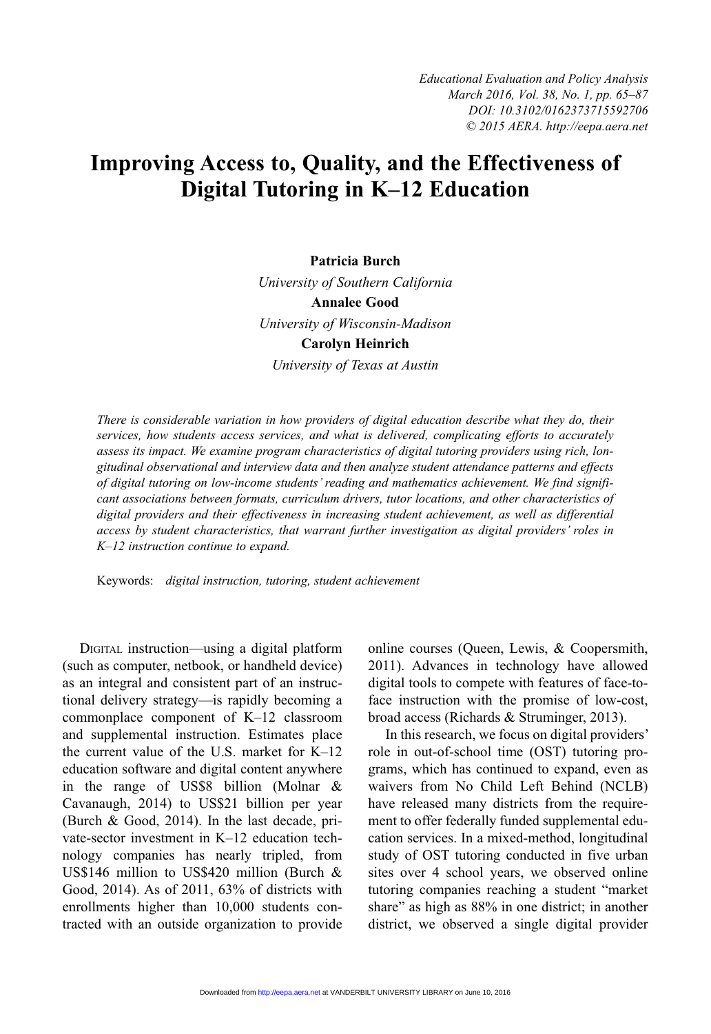# Improving Access to, Quality, and the Effectiveness of Digital Tutoring in K–12 Education

**Patricia Burch**
*University of Southern California*

**Annalee Good**
*University of Wisconsin-Madison*

**Carolyn Heinrich**
*University of Texas at Austin*

*There is considerable variation in how providers of digital education describe what they do, their services, how students access services, and what is delivered, complicating efforts to accurately assess its impact. We examine program characteristics of digital tutoring providers using rich, longitudinal observational and interview data and then analyze student attendance patterns and effects of digital tutoring on low-income students' reading and mathematics achievement. We find significant associations between formats, curriculum drivers, tutor locations, and other characteristics of digital providers and their effectiveness in increasing student achievement, as well as differential access by student characteristics, that warrant further investigation as digital providers' roles in K–12 instruction continue to expand.*

Keywords: *digital instruction, tutoring, student achievement*

DIGITAL instruction—using a digital platform (such as computer, netbook, or handheld device) as an integral and consistent part of an instructional delivery strategy—is rapidly becoming a commonplace component of K–12 classroom and supplemental instruction. Estimates place the current value of the U.S. market for K–12 education software and digital content anywhere in the range of US$8 billion (Molnar & Cavanaugh, 2014) to US$21 billion per year (Burch & Good, 2014). In the last decade, private-sector investment in K–12 education technology companies has nearly tripled, from US$146 million to US$420 million (Burch & Good, 2014). As of 2011, 63% of districts with enrollments higher than 10,000 students contracted with an outside organization to provide online courses (Queen, Lewis, & Coopersmith, 2011). Advances in technology have allowed digital tools to compete with features of face-to-face instruction with the promise of low-cost, broad access (Richards & Struminger, 2013).

In this research, we focus on digital providers' role in out-of-school time (OST) tutoring programs, which has continued to expand, even as waivers from No Child Left Behind (NCLB) have released many districts from the requirement to offer federally funded supplemental education services. In a mixed-method, longitudinal study of OST tutoring conducted in five urban sites over 4 school years, we observed online tutoring companies reaching a student "market share" as high as 88% in one district; in another district, we observed a single digital provider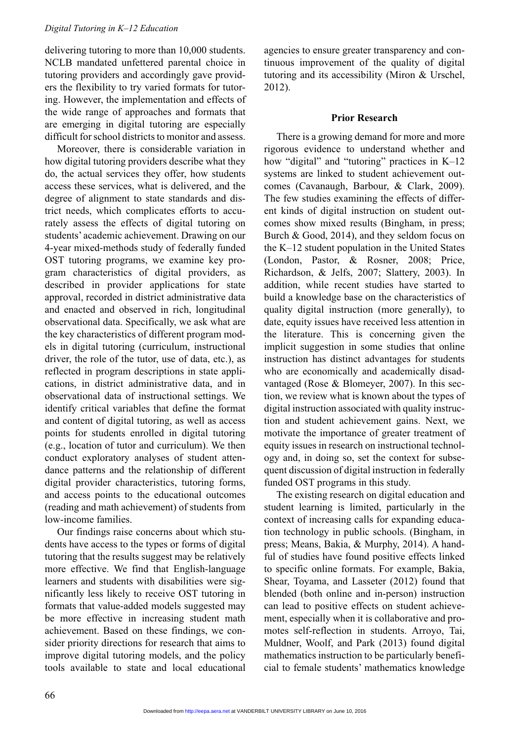delivering tutoring to more than 10,000 students. NCLB mandated unfettered parental choice in tutoring providers and accordingly gave providers the flexibility to try varied formats for tutoring. However, the implementation and effects of the wide range of approaches and formats that are emerging in digital tutoring are especially difficult for school districts to monitor and assess.

Moreover, there is considerable variation in how digital tutoring providers describe what they do, the actual services they offer, how students access these services, what is delivered, and the degree of alignment to state standards and district needs, which complicates efforts to accurately assess the effects of digital tutoring on students' academic achievement. Drawing on our 4-year mixed-methods study of federally funded OST tutoring programs, we examine key program characteristics of digital providers, as described in provider applications for state approval, recorded in district administrative data and enacted and observed in rich, longitudinal observational data. Specifically, we ask what are the key characteristics of different program models in digital tutoring (curriculum, instructional driver, the role of the tutor, use of data, etc.), as reflected in program descriptions in state applications, in district administrative data, and in observational data of instructional settings. We identify critical variables that define the format and content of digital tutoring, as well as access points for students enrolled in digital tutoring (e.g., location of tutor and curriculum). We then conduct exploratory analyses of student attendance patterns and the relationship of different digital provider characteristics, tutoring forms, and access points to the educational outcomes (reading and math achievement) of students from low-income families.

Our findings raise concerns about which students have access to the types or forms of digital tutoring that the results suggest may be relatively more effective. We find that English-language learners and students with disabilities were significantly less likely to receive OST tutoring in formats that value-added models suggested may be more effective in increasing student math achievement. Based on these findings, we consider priority directions for research that aims to improve digital tutoring models, and the policy tools available to state and local educational agencies to ensure greater transparency and continuous improvement of the quality of digital tutoring and its accessibility (Miron & Urschel, 2012).

## Prior Research

There is a growing demand for more and more rigorous evidence to understand whether and how "digital" and "tutoring" practices in K–12 systems are linked to student achievement outcomes (Cavanaugh, Barbour, & Clark, 2009). The few studies examining the effects of different kinds of digital instruction on student outcomes show mixed results (Bingham, in press; Burch & Good, 2014), and they seldom focus on the K–12 student population in the United States (London, Pastor, & Rosner, 2008; Price, Richardson, & Jelfs, 2007; Slattery, 2003). In addition, while recent studies have started to build a knowledge base on the characteristics of quality digital instruction (more generally), to date, equity issues have received less attention in the literature. This is concerning given the implicit suggestion in some studies that online instruction has distinct advantages for students who are economically and academically disadvantaged (Rose & Blomeyer, 2007). In this section, we review what is known about the types of digital instruction associated with quality instruction and student achievement gains. Next, we motivate the importance of greater treatment of equity issues in research on instructional technology and, in doing so, set the context for subsequent discussion of digital instruction in federally funded OST programs in this study.

The existing research on digital education and student learning is limited, particularly in the context of increasing calls for expanding education technology in public schools. (Bingham, in press; Means, Bakia, & Murphy, 2014). A handful of studies have found positive effects linked to specific online formats. For example, Bakia, Shear, Toyama, and Lasseter (2012) found that blended (both online and in-person) instruction can lead to positive effects on student achievement, especially when it is collaborative and promotes self-reflection in students. Arroyo, Tai, Muldner, Woolf, and Park (2013) found digital mathematics instruction to be particularly beneficial to female students' mathematics knowledge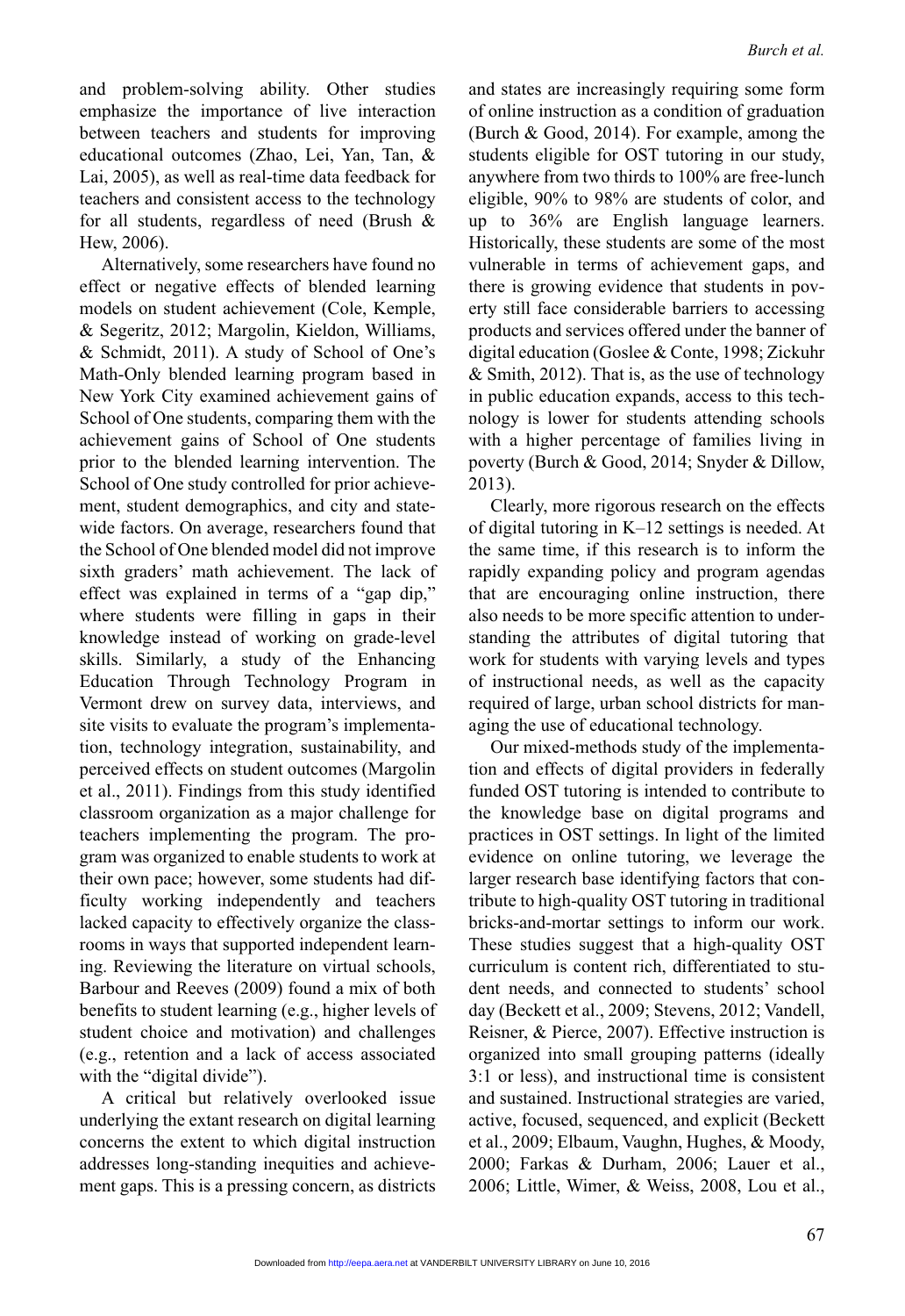and problem-solving ability. Other studies emphasize the importance of live interaction between teachers and students for improving educational outcomes (Zhao, Lei, Yan, Tan, & Lai, 2005), as well as real-time data feedback for teachers and consistent access to the technology for all students, regardless of need (Brush & Hew, 2006).

Alternatively, some researchers have found no effect or negative effects of blended learning models on student achievement (Cole, Kemple, & Segeritz, 2012; Margolin, Kieldon, Williams, & Schmidt, 2011). A study of School of One's Math-Only blended learning program based in New York City examined achievement gains of School of One students, comparing them with the achievement gains of School of One students prior to the blended learning intervention. The School of One study controlled for prior achievement, student demographics, and city and statewide factors. On average, researchers found that the School of One blended model did not improve sixth graders' math achievement. The lack of effect was explained in terms of a "gap dip," where students were filling in gaps in their knowledge instead of working on grade-level skills. Similarly, a study of the Enhancing Education Through Technology Program in Vermont drew on survey data, interviews, and site visits to evaluate the program's implementation, technology integration, sustainability, and perceived effects on student outcomes (Margolin et al., 2011). Findings from this study identified classroom organization as a major challenge for teachers implementing the program. The program was organized to enable students to work at their own pace; however, some students had difficulty working independently and teachers lacked capacity to effectively organize the classrooms in ways that supported independent learning. Reviewing the literature on virtual schools, Barbour and Reeves (2009) found a mix of both benefits to student learning (e.g., higher levels of student choice and motivation) and challenges (e.g., retention and a lack of access associated with the "digital divide").

A critical but relatively overlooked issue underlying the extant research on digital learning concerns the extent to which digital instruction addresses long-standing inequities and achievement gaps. This is a pressing concern, as districts and states are increasingly requiring some form of online instruction as a condition of graduation (Burch & Good, 2014). For example, among the students eligible for OST tutoring in our study, anywhere from two thirds to 100% are free-lunch eligible, 90% to 98% are students of color, and up to 36% are English language learners. Historically, these students are some of the most vulnerable in terms of achievement gaps, and there is growing evidence that students in poverty still face considerable barriers to accessing products and services offered under the banner of digital education (Goslee & Conte, 1998; Zickuhr & Smith, 2012). That is, as the use of technology in public education expands, access to this technology is lower for students attending schools with a higher percentage of families living in poverty (Burch & Good, 2014; Snyder & Dillow, 2013).

Clearly, more rigorous research on the effects of digital tutoring in K–12 settings is needed. At the same time, if this research is to inform the rapidly expanding policy and program agendas that are encouraging online instruction, there also needs to be more specific attention to understanding the attributes of digital tutoring that work for students with varying levels and types of instructional needs, as well as the capacity required of large, urban school districts for managing the use of educational technology.

Our mixed-methods study of the implementation and effects of digital providers in federally funded OST tutoring is intended to contribute to the knowledge base on digital programs and practices in OST settings. In light of the limited evidence on online tutoring, we leverage the larger research base identifying factors that contribute to high-quality OST tutoring in traditional bricks-and-mortar settings to inform our work. These studies suggest that a high-quality OST curriculum is content rich, differentiated to student needs, and connected to students' school day (Beckett et al., 2009; Stevens, 2012; Vandell, Reisner, & Pierce, 2007). Effective instruction is organized into small grouping patterns (ideally 3:1 or less), and instructional time is consistent and sustained. Instructional strategies are varied, active, focused, sequenced, and explicit (Beckett et al., 2009; Elbaum, Vaughn, Hughes, & Moody, 2000; Farkas & Durham, 2006; Lauer et al., 2006; Little, Wimer, & Weiss, 2008, Lou et al.,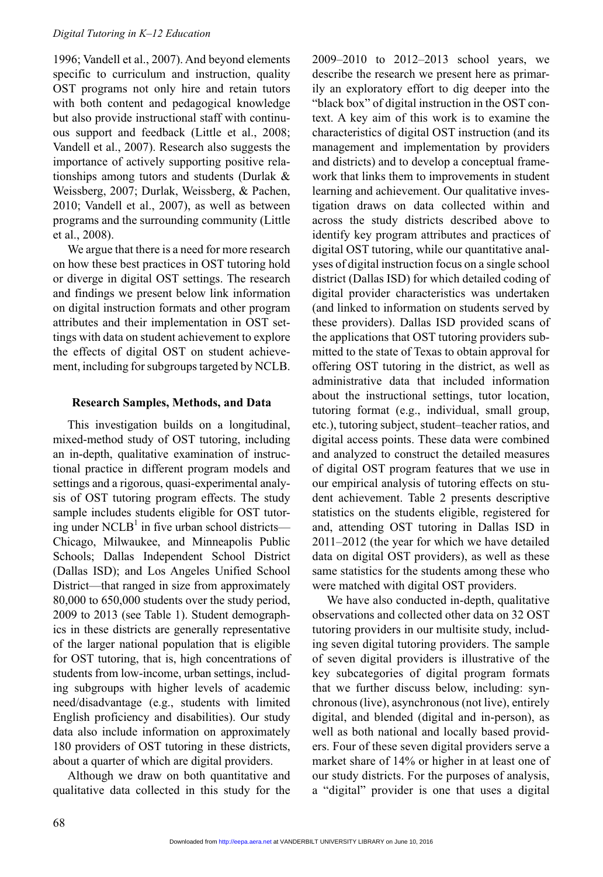1996; Vandell et al., 2007). And beyond elements specific to curriculum and instruction, quality OST programs not only hire and retain tutors with both content and pedagogical knowledge but also provide instructional staff with continuous support and feedback (Little et al., 2008; Vandell et al., 2007). Research also suggests the importance of actively supporting positive relationships among tutors and students (Durlak & Weissberg, 2007; Durlak, Weissberg, & Pachen, 2010; Vandell et al., 2007), as well as between programs and the surrounding community (Little et al., 2008).

We argue that there is a need for more research on how these best practices in OST tutoring hold or diverge in digital OST settings. The research and findings we present below link information on digital instruction formats and other program attributes and their implementation in OST settings with data on student achievement to explore the effects of digital OST on student achievement, including for subgroups targeted by NCLB.

## Research Samples, Methods, and Data

This investigation builds on a longitudinal, mixed-method study of OST tutoring, including an in-depth, qualitative examination of instructional practice in different program models and settings and a rigorous, quasi-experimental analysis of OST tutoring program effects. The study sample includes students eligible for OST tutoring under NCLB[1] in five urban school districts—Chicago, Milwaukee, and Minneapolis Public Schools; Dallas Independent School District (Dallas ISD); and Los Angeles Unified School District—that ranged in size from approximately 80,000 to 650,000 students over the study period, 2009 to 2013 (see Table 1). Student demographics in these districts are generally representative of the larger national population that is eligible for OST tutoring, that is, high concentrations of students from low-income, urban settings, including subgroups with higher levels of academic need/disadvantage (e.g., students with limited English proficiency and disabilities). Our study data also include information on approximately 180 providers of OST tutoring in these districts, about a quarter of which are digital providers.

Although we draw on both quantitative and qualitative data collected in this study for the 2009–2010 to 2012–2013 school years, we describe the research we present here as primarily an exploratory effort to dig deeper into the "black box" of digital instruction in the OST context. A key aim of this work is to examine the characteristics of digital OST instruction (and its management and implementation by providers and districts) and to develop a conceptual framework that links them to improvements in student learning and achievement. Our qualitative investigation draws on data collected within and across the study districts described above to identify key program attributes and practices of digital OST tutoring, while our quantitative analyses of digital instruction focus on a single school district (Dallas ISD) for which detailed coding of digital provider characteristics was undertaken (and linked to information on students served by these providers). Dallas ISD provided scans of the applications that OST tutoring providers submitted to the state of Texas to obtain approval for offering OST tutoring in the district, as well as administrative data that included information about the instructional settings, tutor location, tutoring format (e.g., individual, small group, etc.), tutoring subject, student–teacher ratios, and digital access points. These data were combined and analyzed to construct the detailed measures of digital OST program features that we use in our empirical analysis of tutoring effects on student achievement. Table 2 presents descriptive statistics on the students eligible, registered for and, attending OST tutoring in Dallas ISD in 2011–2012 (the year for which we have detailed data on digital OST providers), as well as these same statistics for the students among these who were matched with digital OST providers.

We have also conducted in-depth, qualitative observations and collected other data on 32 OST tutoring providers in our multisite study, including seven digital tutoring providers. The sample of seven digital providers is illustrative of the key subcategories of digital program formats that we further discuss below, including: synchronous (live), asynchronous (not live), entirely digital, and blended (digital and in-person), as well as both national and locally based providers. Four of these seven digital providers serve a market share of 14% or higher in at least one of our study districts. For the purposes of analysis, a "digital" provider is one that uses a digital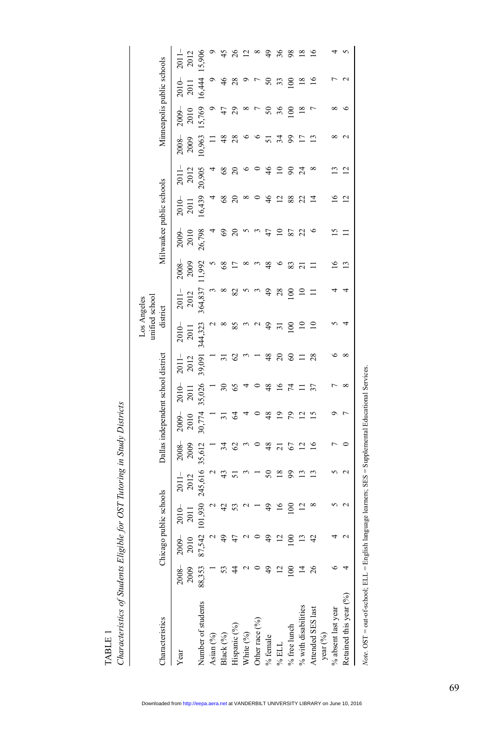TABLE 1

*Characteristics of Students Eligible for OST Tutoring in Study Districts*

| Characteristics | Chicago public schools | | | | Dallas independent school district | | | | Los Angeles unified school district | | Milwaukee public schools | | | | Minneapolis public schools | | | |
|---|---|---|---|---|---|---|---|---|---|---|---|---|---|---|---|---|---|---|
| Year | 2008–2009 | 2009–2010 | 2010–2011 | 2011–2012 | 2008–2009 | 2009–2010 | 2010–2011 | 2011–2012 | 2010–2011 | 2011–2012 | 2008–2009 | 2009–2010 | 2010–2011 | 2011–2012 | 2008–2009 | 2009–2010 | 2010–2011 | 2011–2012 |
| Number of students | 88,353 | 87,542 | 101,930 | 245,616 | 35,612 | 30,774 | 35,026 | 39,091 | 344,323 | 364,837 | 11,992 | 26,798 | 16,439 | 20,905 | 10,963 | 15,769 | 16,444 | 15,906 |
| Asian (%) | 1 | 2 | 2 | 2 | 1 | 1 | 1 | 1 | 2 | 3 | 5 | 4 | 4 | 4 | 11 | 9 | 9 | 9 |
| Black (%) | 53 | 49 | 42 | 43 | 34 | 31 | 30 | 31 | 8 | 8 | 68 | 69 | 68 | 68 | 48 | 47 | 46 | 45 |
| Hispanic (%) | 44 | 47 | 53 | 51 | 62 | 64 | 65 | 62 | 85 | 82 | 17 | 20 | 20 | 20 | 28 | 29 | 28 | 26 |
| White (%) | 2 | 2 | 2 | 3 | 3 | 4 | 4 | 3 | 3 | 5 | 8 | 5 | 8 | 6 | 6 | 8 | 9 | 12 |
| Other race (%) | 0 | 0 | 1 | 1 | 0 | 0 | 0 | 1 | 2 | 3 | 3 | 3 | 0 | 0 | 6 | 7 | 7 | 8 |
| % female | 49 | 49 | 49 | 50 | 48 | 48 | 48 | 48 | 49 | 49 | 48 | 47 | 46 | 46 | 51 | 50 | 50 | 49 |
| % ELL | 12 | 12 | 16 | 18 | 21 | 19 | 16 | 20 | 31 | 28 | 6 | 10 | 12 | 10 | 34 | 36 | 33 | 36 |
| % free lunch | 100 | 100 | 100 | 99 | 67 | 79 | 74 | 60 | 100 | 100 | 83 | 87 | 88 | 90 | 99 | 100 | 100 | 98 |
| % with disabilities | 14 | 13 | 12 | 13 | 12 | 12 | 11 | 11 | 10 | 10 | 21 | 22 | 22 | 24 | 17 | 18 | 18 | 18 |
| Attended SES last year (%) | 26 | 42 | 8 | 13 | 16 | 15 | 37 | 28 | 10 | 11 | 11 | 6 | 14 | 8 | 13 | 7 | 16 | 16 |
| % absent last year | 6 | 4 | 5 | 5 | 7 | 9 | 7 | 6 | 5 | 4 | 16 | 15 | 16 | 13 | 8 | 8 | 7 | 4 |
| Retained this year (%) | 4 | 2 | 2 | 2 | 0 | 7 | 8 | 8 | 4 | 4 | 13 | 11 | 12 | 12 | 2 | 6 | 2 | 5 |

*Note.* OST = out-of-school; ELL = English language learners; SES = Supplemental Educational Services.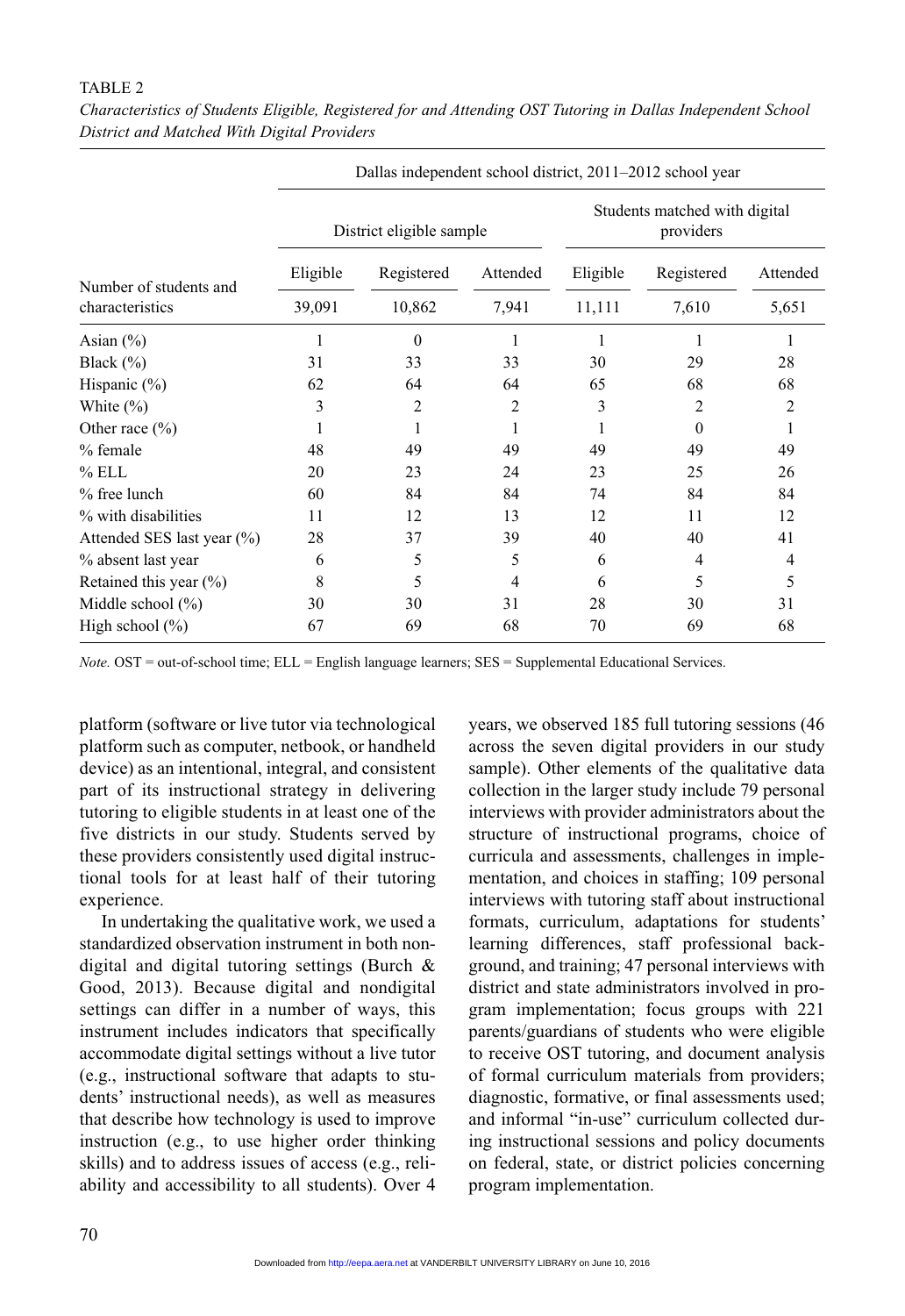TABLE 2

*Characteristics of Students Eligible, Registered for and Attending OST Tutoring in Dallas Independent School District and Matched With Digital Providers*

| Number of students and characteristics | Dallas independent school district, 2011–2012 school year | | | | | |
|---|---|---|---|---|---|---|
| | District eligible sample | | | Students matched with digital providers | | |
| | Eligible | Registered | Attended | Eligible | Registered | Attended |
| | 39,091 | 10,862 | 7,941 | 11,111 | 7,610 | 5,651 |
| Asian (%) | 1 | 0 | 1 | 1 | 1 | 1 |
| Black (%) | 31 | 33 | 33 | 30 | 29 | 28 |
| Hispanic (%) | 62 | 64 | 64 | 65 | 68 | 68 |
| White (%) | 3 | 2 | 2 | 3 | 2 | 2 |
| Other race (%) | 1 | 1 | 1 | 1 | 0 | 1 |
| % female | 48 | 49 | 49 | 49 | 49 | 49 |
| % ELL | 20 | 23 | 24 | 23 | 25 | 26 |
| % free lunch | 60 | 84 | 84 | 74 | 84 | 84 |
| % with disabilities | 11 | 12 | 13 | 12 | 11 | 12 |
| Attended SES last year (%) | 28 | 37 | 39 | 40 | 40 | 41 |
| % absent last year | 6 | 5 | 5 | 6 | 4 | 4 |
| Retained this year (%) | 8 | 5 | 4 | 6 | 5 | 5 |
| Middle school (%) | 30 | 30 | 31 | 28 | 30 | 31 |
| High school (%) | 67 | 69 | 68 | 70 | 69 | 68 |

*Note.* OST = out-of-school time; ELL = English language learners; SES = Supplemental Educational Services.

platform (software or live tutor via technological platform such as computer, netbook, or handheld device) as an intentional, integral, and consistent part of its instructional strategy in delivering tutoring to eligible students in at least one of the five districts in our study. Students served by these providers consistently used digital instructional tools for at least half of their tutoring experience.

In undertaking the qualitative work, we used a standardized observation instrument in both non-digital and digital tutoring settings (Burch & Good, 2013). Because digital and nondigital settings can differ in a number of ways, this instrument includes indicators that specifically accommodate digital settings without a live tutor (e.g., instructional software that adapts to students' instructional needs), as well as measures that describe how technology is used to improve instruction (e.g., to use higher order thinking skills) and to address issues of access (e.g., reliability and accessibility to all students). Over 4 years, we observed 185 full tutoring sessions (46 across the seven digital providers in our study sample). Other elements of the qualitative data collection in the larger study include 79 personal interviews with provider administrators about the structure of instructional programs, choice of curricula and assessments, challenges in implementation, and choices in staffing; 109 personal interviews with tutoring staff about instructional formats, curriculum, adaptations for students' learning differences, staff professional background, and training; 47 personal interviews with district and state administrators involved in program implementation; focus groups with 221 parents/guardians of students who were eligible to receive OST tutoring, and document analysis of formal curriculum materials from providers; diagnostic, formative, or final assessments used; and informal "in-use" curriculum collected during instructional sessions and policy documents on federal, state, or district policies concerning program implementation.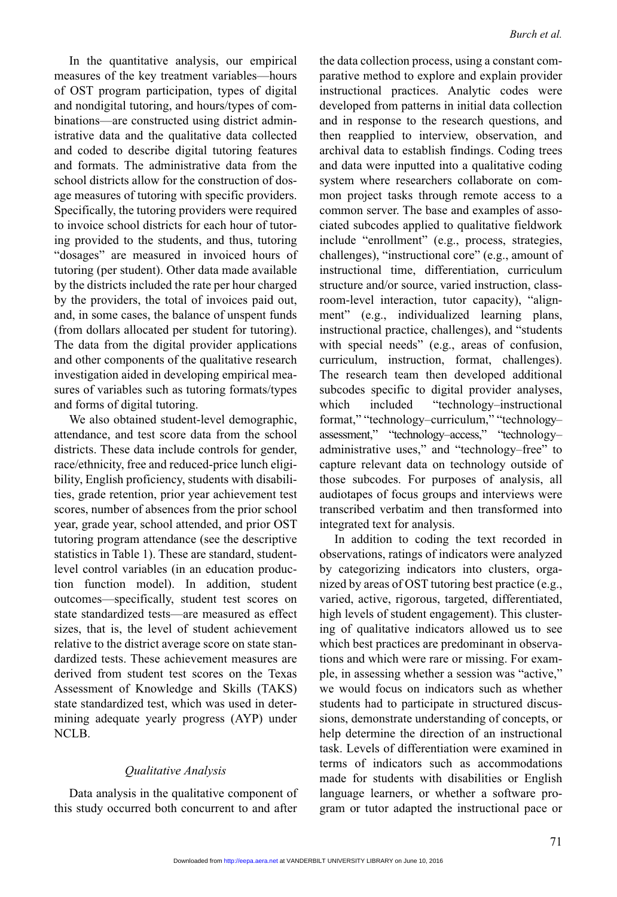In the quantitative analysis, our empirical measures of the key treatment variables—hours of OST program participation, types of digital and nondigital tutoring, and hours/types of combinations—are constructed using district administrative data and the qualitative data collected and coded to describe digital tutoring features and formats. The administrative data from the school districts allow for the construction of dosage measures of tutoring with specific providers. Specifically, the tutoring providers were required to invoice school districts for each hour of tutoring provided to the students, and thus, tutoring "dosages" are measured in invoiced hours of tutoring (per student). Other data made available by the districts included the rate per hour charged by the providers, the total of invoices paid out, and, in some cases, the balance of unspent funds (from dollars allocated per student for tutoring). The data from the digital provider applications and other components of the qualitative research investigation aided in developing empirical measures of variables such as tutoring formats/types and forms of digital tutoring.

We also obtained student-level demographic, attendance, and test score data from the school districts. These data include controls for gender, race/ethnicity, free and reduced-price lunch eligibility, English proficiency, students with disabilities, grade retention, prior year achievement test scores, number of absences from the prior school year, grade year, school attended, and prior OST tutoring program attendance (see the descriptive statistics in Table 1). These are standard, student-level control variables (in an education production function model). In addition, student outcomes—specifically, student test scores on state standardized tests—are measured as effect sizes, that is, the level of student achievement relative to the district average score on state standardized tests. These achievement measures are derived from student test scores on the Texas Assessment of Knowledge and Skills (TAKS) state standardized test, which was used in determining adequate yearly progress (AYP) under NCLB.

### *Qualitative Analysis*

Data analysis in the qualitative component of this study occurred both concurrent to and after the data collection process, using a constant comparative method to explore and explain provider instructional practices. Analytic codes were developed from patterns in initial data collection and in response to the research questions, and then reapplied to interview, observation, and archival data to establish findings. Coding trees and data were inputted into a qualitative coding system where researchers collaborate on common project tasks through remote access to a common server. The base and examples of associated subcodes applied to qualitative fieldwork include "enrollment" (e.g., process, strategies, challenges), "instructional core" (e.g., amount of instructional time, differentiation, curriculum structure and/or source, varied instruction, classroom-level interaction, tutor capacity), "alignment" (e.g., individualized learning plans, instructional practice, challenges), and "students with special needs" (e.g., areas of confusion, curriculum, instruction, format, challenges). The research team then developed additional subcodes specific to digital provider analyses, which included "technology–instructional format," "technology–curriculum," "technology–assessment," "technology–access," "technology–administrative uses," and "technology–free" to capture relevant data on technology outside of those subcodes. For purposes of analysis, all audiotapes of focus groups and interviews were transcribed verbatim and then transformed into integrated text for analysis.

In addition to coding the text recorded in observations, ratings of indicators were analyzed by categorizing indicators into clusters, organized by areas of OST tutoring best practice (e.g., varied, active, rigorous, targeted, differentiated, high levels of student engagement). This clustering of qualitative indicators allowed us to see which best practices are predominant in observations and which were rare or missing. For example, in assessing whether a session was "active," we would focus on indicators such as whether students had to participate in structured discussions, demonstrate understanding of concepts, or help determine the direction of an instructional task. Levels of differentiation were examined in terms of indicators such as accommodations made for students with disabilities or English language learners, or whether a software program or tutor adapted the instructional pace or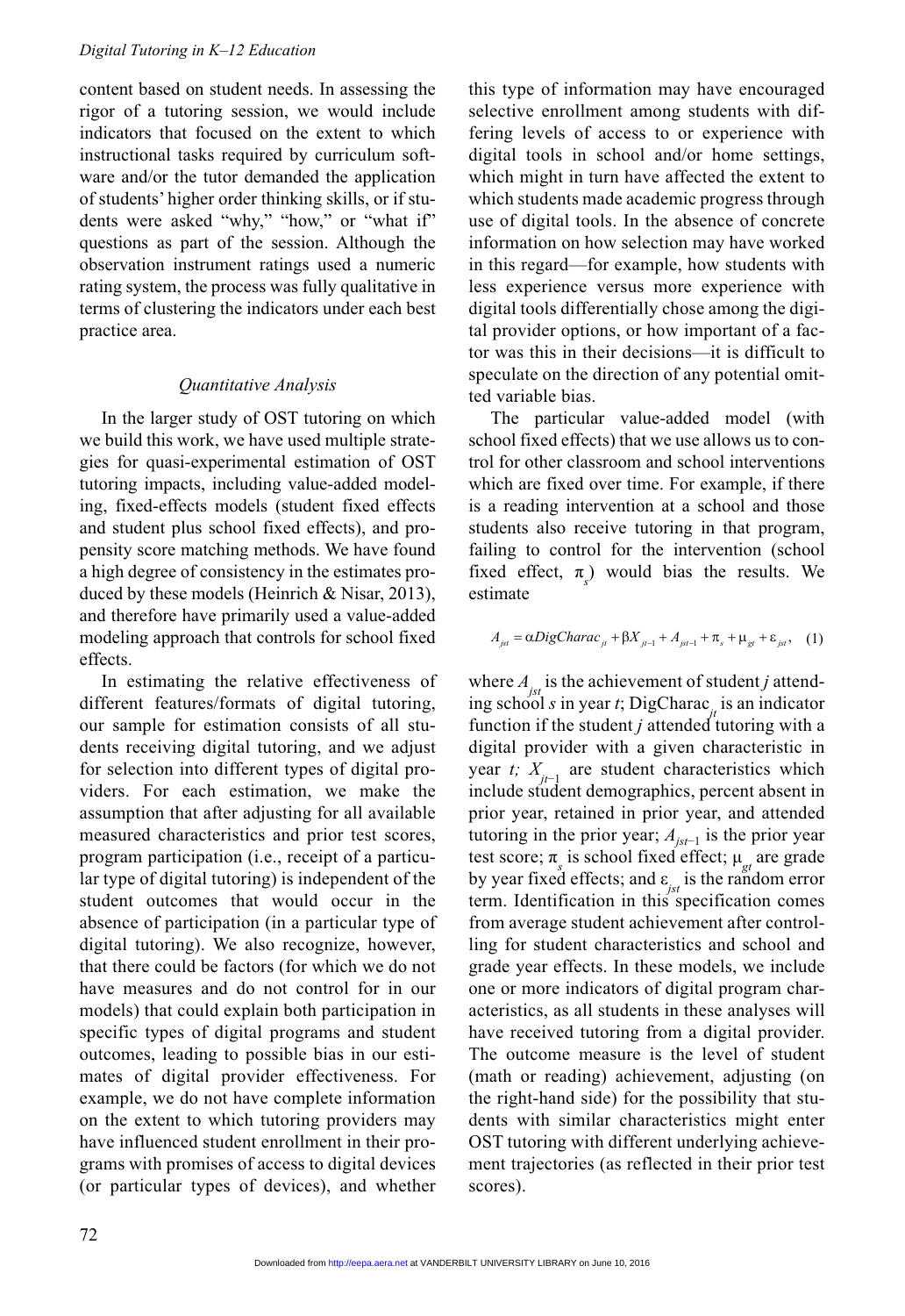content based on student needs. In assessing the rigor of a tutoring session, we would include indicators that focused on the extent to which instructional tasks required by curriculum software and/or the tutor demanded the application of students' higher order thinking skills, or if students were asked "why," "how," or "what if" questions as part of the session. Although the observation instrument ratings used a numeric rating system, the process was fully qualitative in terms of clustering the indicators under each best practice area.

### *Quantitative Analysis*

In the larger study of OST tutoring on which we build this work, we have used multiple strategies for quasi-experimental estimation of OST tutoring impacts, including value-added modeling, fixed-effects models (student fixed effects and student plus school fixed effects), and propensity score matching methods. We have found a high degree of consistency in the estimates produced by these models (Heinrich & Nisar, 2013), and therefore have primarily used a value-added modeling approach that controls for school fixed effects.

In estimating the relative effectiveness of different features/formats of digital tutoring, our sample for estimation consists of all students receiving digital tutoring, and we adjust for selection into different types of digital providers. For each estimation, we make the assumption that after adjusting for all available measured characteristics and prior test scores, program participation (i.e., receipt of a particular type of digital tutoring) is independent of the student outcomes that would occur in the absence of participation (in a particular type of digital tutoring). We also recognize, however, that there could be factors (for which we do not have measures and do not control for in our models) that could explain both participation in specific types of digital programs and student outcomes, leading to possible bias in our estimates of digital provider effectiveness. For example, we do not have complete information on the extent to which tutoring providers may have influenced student enrollment in their programs with promises of access to digital devices (or particular types of devices), and whether this type of information may have encouraged selective enrollment among students with differing levels of access to or experience with digital tools in school and/or home settings, which might in turn have affected the extent to which students made academic progress through use of digital tools. In the absence of concrete information on how selection may have worked in this regard—for example, how students with less experience versus more experience with digital tools differentially chose among the digital provider options, or how important of a factor was this in their decisions—it is difficult to speculate on the direction of any potential omitted variable bias.

The particular value-added model (with school fixed effects) that we use allows us to control for other classroom and school interventions which are fixed over time. For example, if there is a reading intervention at a school and those students also receive tutoring in that program, failing to control for the intervention (school fixed effect, $\pi_s$) would bias the results. We estimate

$$A_{jst} = \alpha DigCharac_{jt} + \beta X_{jt-1} + A_{jst-1} + \pi_s + \mu_{gt} + \varepsilon_{jst}, \quad (1)$$

where $A_{jst}$ is the achievement of student $j$ attending school $s$ in year $t$; $\text{DigCharac}_{jt}$ is an indicator function if the student $j$ attended tutoring with a digital provider with a given characteristic in year $t$; $X_{jt-1}$ are student characteristics which include student demographics, percent absent in prior year, retained in prior year, and attended tutoring in the prior year; $A_{jst-1}$ is the prior year test score; $\pi_s$ is school fixed effect; $\mu_{gt}$ are grade by year fixed effects; and $\varepsilon_{jst}$ is the random error term. Identification in this specification comes from average student achievement after controlling for student characteristics and school and grade year effects. In these models, we include one or more indicators of digital program characteristics, as all students in these analyses will have received tutoring from a digital provider. The outcome measure is the level of student (math or reading) achievement, adjusting (on the right-hand side) for the possibility that students with similar characteristics might enter OST tutoring with different underlying achievement trajectories (as reflected in their prior test scores).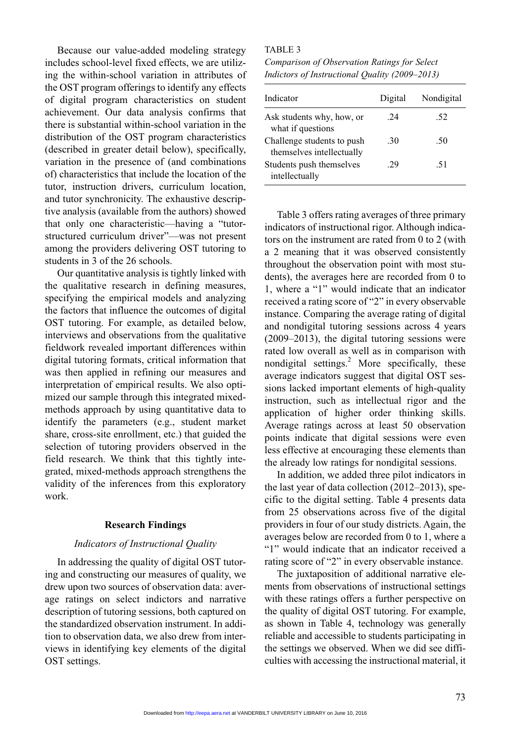Because our value-added modeling strategy includes school-level fixed effects, we are utilizing the within-school variation in attributes of the OST program offerings to identify any effects of digital program characteristics on student achievement. Our data analysis confirms that there is substantial within-school variation in the distribution of the OST program characteristics (described in greater detail below), specifically, variation in the presence of (and combinations of) characteristics that include the location of the tutor, instruction drivers, curriculum location, and tutor synchronicity. The exhaustive descriptive analysis (available from the authors) showed that only one characteristic—having a "tutor-structured curriculum driver"—was not present among the providers delivering OST tutoring to students in 3 of the 26 schools.

Our quantitative analysis is tightly linked with the qualitative research in defining measures, specifying the empirical models and analyzing the factors that influence the outcomes of digital OST tutoring. For example, as detailed below, interviews and observations from the qualitative fieldwork revealed important differences within digital tutoring formats, critical information that was then applied in refining our measures and interpretation of empirical results. We also optimized our sample through this integrated mixed-methods approach by using quantitative data to identify the parameters (e.g., student market share, cross-site enrollment, etc.) that guided the selection of tutoring providers observed in the field research. We think that this tightly integrated, mixed-methods approach strengthens the validity of the inferences from this exploratory work.

## Research Findings

### *Indicators of Instructional Quality*

In addressing the quality of digital OST tutoring and constructing our measures of quality, we drew upon two sources of observation data: average ratings on select indictors and narrative description of tutoring sessions, both captured on the standardized observation instrument. In addition to observation data, we also drew from interviews in identifying key elements of the digital OST settings.

TABLE 3

*Comparison of Observation Ratings for Select Indictors of Instructional Quality (2009–2013)*

| Indicator | Digital | Nondigital |
|---|---|---|
| Ask students why, how, or what if questions | .24 | .52 |
| Challenge students to push themselves intellectually | .30 | .50 |
| Students push themselves intellectually | .29 | .51 |

Table 3 offers rating averages of three primary indicators of instructional rigor. Although indicators on the instrument are rated from 0 to 2 (with a 2 meaning that it was observed consistently throughout the observation point with most students), the averages here are recorded from 0 to 1, where a "1" would indicate that an indicator received a rating score of "2" in every observable instance. Comparing the average rating of digital and nondigital tutoring sessions across 4 years (2009–2013), the digital tutoring sessions were rated low overall as well as in comparison with nondigital settings.[2] More specifically, these average indicators suggest that digital OST sessions lacked important elements of high-quality instruction, such as intellectual rigor and the application of higher order thinking skills. Average ratings across at least 50 observation points indicate that digital sessions were even less effective at encouraging these elements than the already low ratings for nondigital sessions.

In addition, we added three pilot indicators in the last year of data collection (2012–2013), specific to the digital setting. Table 4 presents data from 25 observations across five of the digital providers in four of our study districts. Again, the averages below are recorded from 0 to 1, where a "1" would indicate that an indicator received a rating score of "2" in every observable instance.

The juxtaposition of additional narrative elements from observations of instructional settings with these ratings offers a further perspective on the quality of digital OST tutoring. For example, as shown in Table 4, technology was generally reliable and accessible to students participating in the settings we observed. When we did see difficulties with accessing the instructional material, it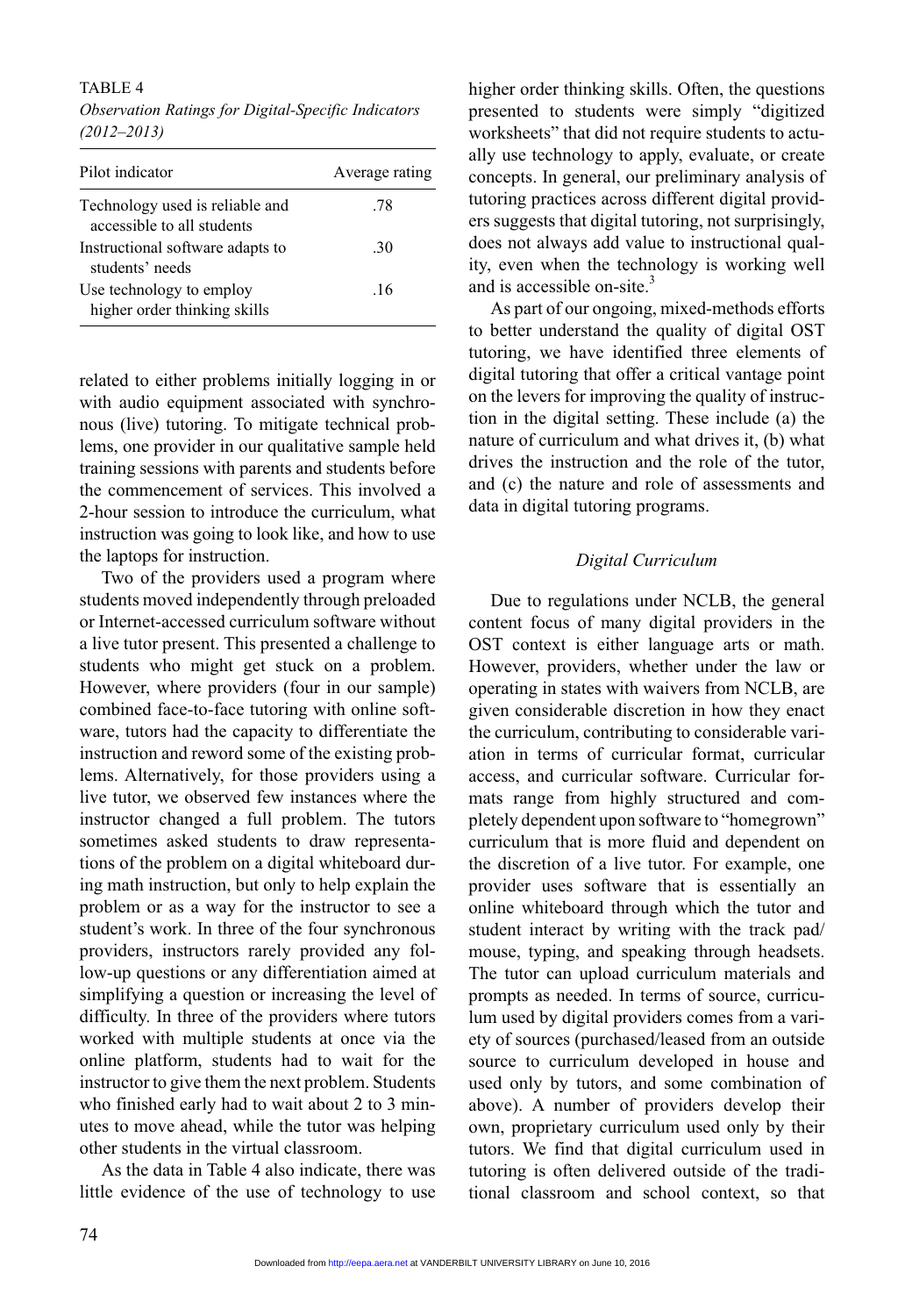TABLE 4

*Observation Ratings for Digital-Specific Indicators (2012–2013)*

| Pilot indicator | Average rating |
| --- | --- |
| Technology used is reliable and accessible to all students | .78 |
| Instructional software adapts to students' needs | .30 |
| Use technology to employ higher order thinking skills | .16 |

related to either problems initially logging in or with audio equipment associated with synchronous (live) tutoring. To mitigate technical problems, one provider in our qualitative sample held training sessions with parents and students before the commencement of services. This involved a 2-hour session to introduce the curriculum, what instruction was going to look like, and how to use the laptops for instruction.

Two of the providers used a program where students moved independently through preloaded or Internet-accessed curriculum software without a live tutor present. This presented a challenge to students who might get stuck on a problem. However, where providers (four in our sample) combined face-to-face tutoring with online software, tutors had the capacity to differentiate the instruction and reword some of the existing problems. Alternatively, for those providers using a live tutor, we observed few instances where the instructor changed a full problem. The tutors sometimes asked students to draw representations of the problem on a digital whiteboard during math instruction, but only to help explain the problem or as a way for the instructor to see a student's work. In three of the four synchronous providers, instructors rarely provided any follow-up questions or any differentiation aimed at simplifying a question or increasing the level of difficulty. In three of the providers where tutors worked with multiple students at once via the online platform, students had to wait for the instructor to give them the next problem. Students who finished early had to wait about 2 to 3 minutes to move ahead, while the tutor was helping other students in the virtual classroom.

As the data in Table 4 also indicate, there was little evidence of the use of technology to use higher order thinking skills. Often, the questions presented to students were simply "digitized worksheets" that did not require students to actually use technology to apply, evaluate, or create concepts. In general, our preliminary analysis of tutoring practices across different digital providers suggests that digital tutoring, not surprisingly, does not always add value to instructional quality, even when the technology is working well and is accessible on-site.[3]

As part of our ongoing, mixed-methods efforts to better understand the quality of digital OST tutoring, we have identified three elements of digital tutoring that offer a critical vantage point on the levers for improving the quality of instruction in the digital setting. These include (a) the nature of curriculum and what drives it, (b) what drives the instruction and the role of the tutor, and (c) the nature and role of assessments and data in digital tutoring programs.

### *Digital Curriculum*

Due to regulations under NCLB, the general content focus of many digital providers in the OST context is either language arts or math. However, providers, whether under the law or operating in states with waivers from NCLB, are given considerable discretion in how they enact the curriculum, contributing to considerable variation in terms of curricular format, curricular access, and curricular software. Curricular formats range from highly structured and completely dependent upon software to "homegrown" curriculum that is more fluid and dependent on the discretion of a live tutor. For example, one provider uses software that is essentially an online whiteboard through which the tutor and student interact by writing with the track pad/mouse, typing, and speaking through headsets. The tutor can upload curriculum materials and prompts as needed. In terms of source, curriculum used by digital providers comes from a variety of sources (purchased/leased from an outside source to curriculum developed in house and used only by tutors, and some combination of above). A number of providers develop their own, proprietary curriculum used only by their tutors. We find that digital curriculum used in tutoring is often delivered outside of the traditional classroom and school context, so that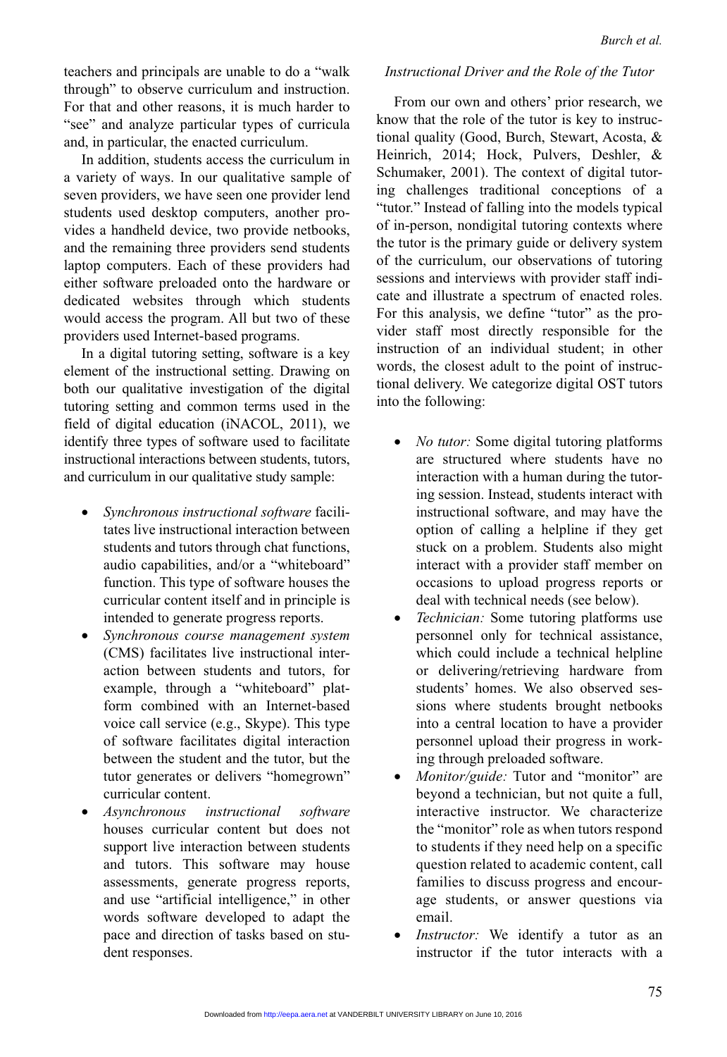teachers and principals are unable to do a "walk through" to observe curriculum and instruction. For that and other reasons, it is much harder to "see" and analyze particular types of curricula and, in particular, the enacted curriculum.

In addition, students access the curriculum in a variety of ways. In our qualitative sample of seven providers, we have seen one provider lend students used desktop computers, another provides a handheld device, two provide netbooks, and the remaining three providers send students laptop computers. Each of these providers had either software preloaded onto the hardware or dedicated websites through which students would access the program. All but two of these providers used Internet-based programs.

In a digital tutoring setting, software is a key element of the instructional setting. Drawing on both our qualitative investigation of the digital tutoring setting and common terms used in the field of digital education (iNACOL, 2011), we identify three types of software used to facilitate instructional interactions between students, tutors, and curriculum in our qualitative study sample:

- *Synchronous instructional software* facilitates live instructional interaction between students and tutors through chat functions, audio capabilities, and/or a "whiteboard" function. This type of software houses the curricular content itself and in principle is intended to generate progress reports.
- *Synchronous course management system* (CMS) facilitates live instructional interaction between students and tutors, for example, through a "whiteboard" platform combined with an Internet-based voice call service (e.g., Skype). This type of software facilitates digital interaction between the student and the tutor, but the tutor generates or delivers "homegrown" curricular content.
- *Asynchronous instructional software* houses curricular content but does not support live interaction between students and tutors. This software may house assessments, generate progress reports, and use "artificial intelligence," in other words software developed to adapt the pace and direction of tasks based on student responses.

### *Instructional Driver and the Role of the Tutor*

From our own and others' prior research, we know that the role of the tutor is key to instructional quality (Good, Burch, Stewart, Acosta, & Heinrich, 2014; Hock, Pulvers, Deshler, & Schumaker, 2001). The context of digital tutoring challenges traditional conceptions of a "tutor." Instead of falling into the models typical of in-person, nondigital tutoring contexts where the tutor is the primary guide or delivery system of the curriculum, our observations of tutoring sessions and interviews with provider staff indicate and illustrate a spectrum of enacted roles. For this analysis, we define "tutor" as the provider staff most directly responsible for the instruction of an individual student; in other words, the closest adult to the point of instructional delivery. We categorize digital OST tutors into the following:

- *No tutor:* Some digital tutoring platforms are structured where students have no interaction with a human during the tutoring session. Instead, students interact with instructional software, and may have the option of calling a helpline if they get stuck on a problem. Students also might interact with a provider staff member on occasions to upload progress reports or deal with technical needs (see below).
- *Technician:* Some tutoring platforms use personnel only for technical assistance, which could include a technical helpline or delivering/retrieving hardware from students' homes. We also observed sessions where students brought netbooks into a central location to have a provider personnel upload their progress in working through preloaded software.
- *Monitor/guide:* Tutor and "monitor" are beyond a technician, but not quite a full, interactive instructor. We characterize the "monitor" role as when tutors respond to students if they need help on a specific question related to academic content, call families to discuss progress and encourage students, or answer questions via email.
- *Instructor:* We identify a tutor as an instructor if the tutor interacts with a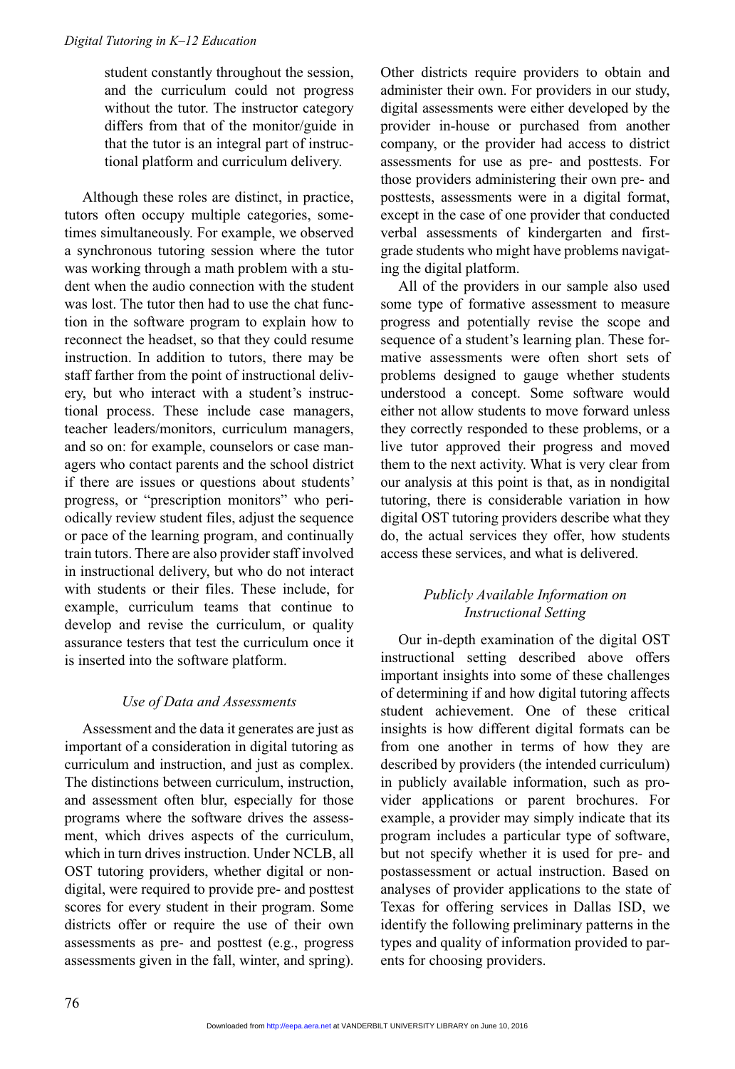student constantly throughout the session, and the curriculum could not progress without the tutor. The instructor category differs from that of the monitor/guide in that the tutor is an integral part of instructional platform and curriculum delivery.

Although these roles are distinct, in practice, tutors often occupy multiple categories, sometimes simultaneously. For example, we observed a synchronous tutoring session where the tutor was working through a math problem with a student when the audio connection with the student was lost. The tutor then had to use the chat function in the software program to explain how to reconnect the headset, so that they could resume instruction. In addition to tutors, there may be staff farther from the point of instructional delivery, but who interact with a student's instructional process. These include case managers, teacher leaders/monitors, curriculum managers, and so on: for example, counselors or case managers who contact parents and the school district if there are issues or questions about students' progress, or "prescription monitors" who periodically review student files, adjust the sequence or pace of the learning program, and continually train tutors. There are also provider staff involved in instructional delivery, but who do not interact with students or their files. These include, for example, curriculum teams that continue to develop and revise the curriculum, or quality assurance testers that test the curriculum once it is inserted into the software platform.

### *Use of Data and Assessments*

Assessment and the data it generates are just as important of a consideration in digital tutoring as curriculum and instruction, and just as complex. The distinctions between curriculum, instruction, and assessment often blur, especially for those programs where the software drives the assessment, which drives aspects of the curriculum, which in turn drives instruction. Under NCLB, all OST tutoring providers, whether digital or nondigital, were required to provide pre- and posttest scores for every student in their program. Some districts offer or require the use of their own assessments as pre- and posttest (e.g., progress assessments given in the fall, winter, and spring). Other districts require providers to obtain and administer their own. For providers in our study, digital assessments were either developed by the provider in-house or purchased from another company, or the provider had access to district assessments for use as pre- and posttests. For those providers administering their own pre- and posttests, assessments were in a digital format, except in the case of one provider that conducted verbal assessments of kindergarten and first-grade students who might have problems navigating the digital platform.

All of the providers in our sample also used some type of formative assessment to measure progress and potentially revise the scope and sequence of a student's learning plan. These formative assessments were often short sets of problems designed to gauge whether students understood a concept. Some software would either not allow students to move forward unless they correctly responded to these problems, or a live tutor approved their progress and moved them to the next activity. What is very clear from our analysis at this point is that, as in nondigital tutoring, there is considerable variation in how digital OST tutoring providers describe what they do, the actual services they offer, how students access these services, and what is delivered.

### *Publicly Available Information on Instructional Setting*

Our in-depth examination of the digital OST instructional setting described above offers important insights into some of these challenges of determining if and how digital tutoring affects student achievement. One of these critical insights is how different digital formats can be from one another in terms of how they are described by providers (the intended curriculum) in publicly available information, such as provider applications or parent brochures. For example, a provider may simply indicate that its program includes a particular type of software, but not specify whether it is used for pre- and postassessment or actual instruction. Based on analyses of provider applications to the state of Texas for offering services in Dallas ISD, we identify the following preliminary patterns in the types and quality of information provided to parents for choosing providers.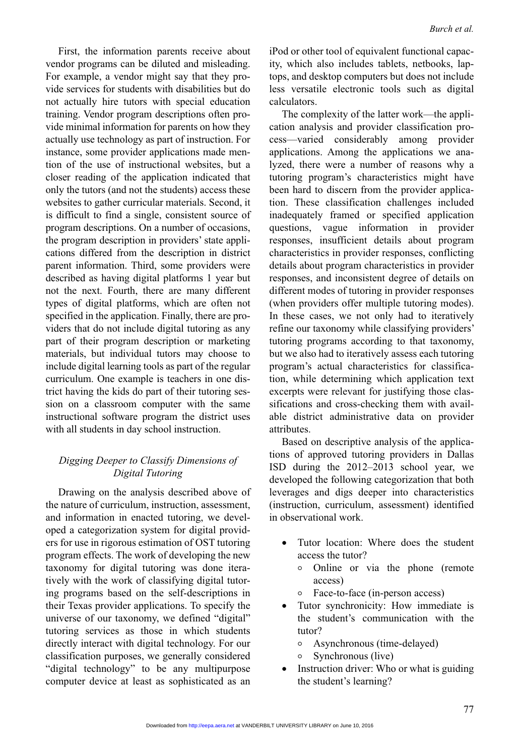First, the information parents receive about vendor programs can be diluted and misleading. For example, a vendor might say that they provide services for students with disabilities but do not actually hire tutors with special education training. Vendor program descriptions often provide minimal information for parents on how they actually use technology as part of instruction. For instance, some provider applications made mention of the use of instructional websites, but a closer reading of the application indicated that only the tutors (and not the students) access these websites to gather curricular materials. Second, it is difficult to find a single, consistent source of program descriptions. On a number of occasions, the program description in providers' state applications differed from the description in district parent information. Third, some providers were described as having digital platforms 1 year but not the next. Fourth, there are many different types of digital platforms, which are often not specified in the application. Finally, there are providers that do not include digital tutoring as any part of their program description or marketing materials, but individual tutors may choose to include digital learning tools as part of the regular curriculum. One example is teachers in one district having the kids do part of their tutoring session on a classroom computer with the same instructional software program the district uses with all students in day school instruction.

### *Digging Deeper to Classify Dimensions of Digital Tutoring*

Drawing on the analysis described above of the nature of curriculum, instruction, assessment, and information in enacted tutoring, we developed a categorization system for digital providers for use in rigorous estimation of OST tutoring program effects. The work of developing the new taxonomy for digital tutoring was done iteratively with the work of classifying digital tutoring programs based on the self-descriptions in their Texas provider applications. To specify the universe of our taxonomy, we defined "digital" tutoring services as those in which students directly interact with digital technology. For our classification purposes, we generally considered "digital technology" to be any multipurpose computer device at least as sophisticated as an iPod or other tool of equivalent functional capacity, which also includes tablets, netbooks, laptops, and desktop computers but does not include less versatile electronic tools such as digital calculators.

The complexity of the latter work—the application analysis and provider classification process—varied considerably among provider applications. Among the applications we analyzed, there were a number of reasons why a tutoring program's characteristics might have been hard to discern from the provider application. These classification challenges included inadequately framed or specified application questions, vague information in provider responses, insufficient details about program characteristics in provider responses, conflicting details about program characteristics in provider responses, and inconsistent degree of details on different modes of tutoring in provider responses (when providers offer multiple tutoring modes). In these cases, we not only had to iteratively refine our taxonomy while classifying providers' tutoring programs according to that taxonomy, but we also had to iteratively assess each tutoring program's actual characteristics for classification, while determining which application text excerpts were relevant for justifying those classifications and cross-checking them with available district administrative data on provider attributes.

Based on descriptive analysis of the applications of approved tutoring providers in Dallas ISD during the 2012–2013 school year, we developed the following categorization that both leverages and digs deeper into characteristics (instruction, curriculum, assessment) identified in observational work.

- Tutor location: Where does the student access the tutor?
  - Online or via the phone (remote access)
  - Face-to-face (in-person access)
- Tutor synchronicity: How immediate is the student's communication with the tutor?
  - Asynchronous (time-delayed)
  - Synchronous (live)
- Instruction driver: Who or what is guiding the student's learning?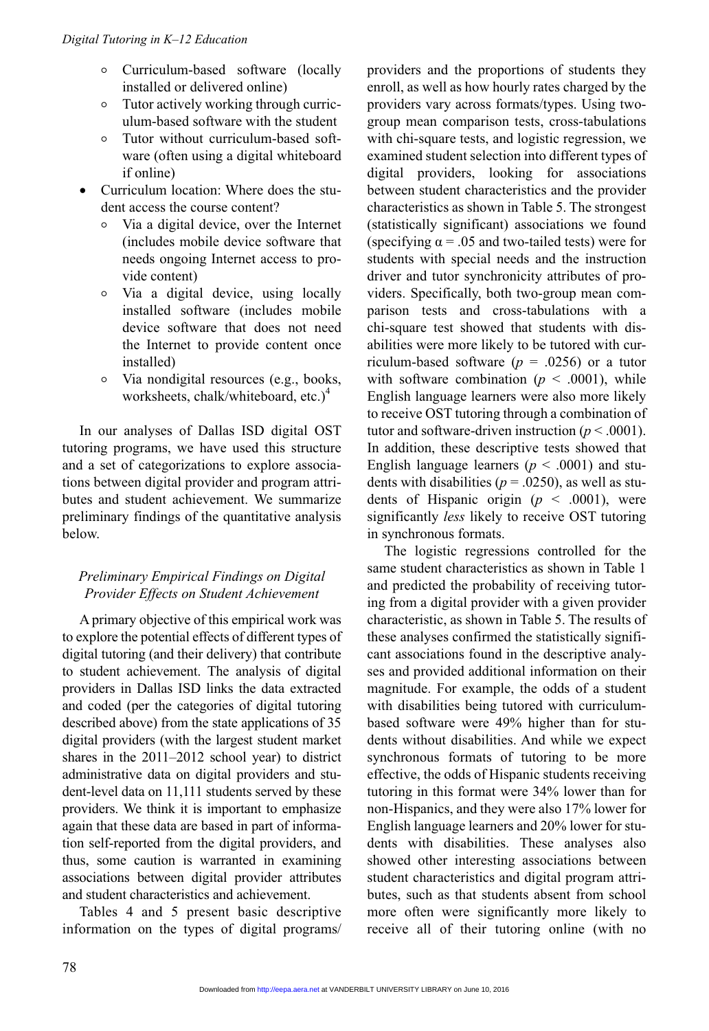- Curriculum-based software (locally installed or delivered online)
- Tutor actively working through curriculum-based software with the student
- Tutor without curriculum-based software (often using a digital whiteboard if online)

- Curriculum location: Where does the student access the course content?
  - Via a digital device, over the Internet (includes mobile device software that needs ongoing Internet access to provide content)
  - Via a digital device, using locally installed software (includes mobile device software that does not need the Internet to provide content once installed)
  - Via nondigital resources (e.g., books, worksheets, chalk/whiteboard, etc.)[4]

In our analyses of Dallas ISD digital OST tutoring programs, we have used this structure and a set of categorizations to explore associations between digital provider and program attributes and student achievement. We summarize preliminary findings of the quantitative analysis below.

### *Preliminary Empirical Findings on Digital Provider Effects on Student Achievement*

A primary objective of this empirical work was to explore the potential effects of different types of digital tutoring (and their delivery) that contribute to student achievement. The analysis of digital providers in Dallas ISD links the data extracted and coded (per the categories of digital tutoring described above) from the state applications of 35 digital providers (with the largest student market shares in the 2011–2012 school year) to district administrative data on digital providers and student-level data on 11,111 students served by these providers. We think it is important to emphasize again that these data are based in part of information self-reported from the digital providers, and thus, some caution is warranted in examining associations between digital provider attributes and student characteristics and achievement.

Tables 4 and 5 present basic descriptive information on the types of digital programs/providers and the proportions of students they enroll, as well as how hourly rates charged by the providers vary across formats/types. Using two-group mean comparison tests, cross-tabulations with chi-square tests, and logistic regression, we examined student selection into different types of digital providers, looking for associations between student characteristics and the provider characteristics as shown in Table 5. The strongest (statistically significant) associations we found (specifying $\alpha = .05$ and two-tailed tests) were for students with special needs and the instruction driver and tutor synchronicity attributes of providers. Specifically, both two-group mean comparison tests and cross-tabulations with a chi-square test showed that students with disabilities were more likely to be tutored with curriculum-based software ($p = .0256$) or a tutor with software combination ($p < .0001$), while English language learners were also more likely to receive OST tutoring through a combination of tutor and software-driven instruction ($p < .0001$). In addition, these descriptive tests showed that English language learners ($p < .0001$) and students with disabilities ($p = .0250$), as well as students of Hispanic origin ($p < .0001$), were significantly *less* likely to receive OST tutoring in synchronous formats.

The logistic regressions controlled for the same student characteristics as shown in Table 1 and predicted the probability of receiving tutoring from a digital provider with a given provider characteristic, as shown in Table 5. The results of these analyses confirmed the statistically significant associations found in the descriptive analyses and provided additional information on their magnitude. For example, the odds of a student with disabilities being tutored with curriculum-based software were 49% higher than for students without disabilities. And while we expect synchronous formats of tutoring to be more effective, the odds of Hispanic students receiving tutoring in this format were 34% lower than for non-Hispanics, and they were also 17% lower for English language learners and 20% lower for students with disabilities. These analyses also showed other interesting associations between student characteristics and digital program attributes, such as that students absent from school more often were significantly more likely to receive all of their tutoring online (with no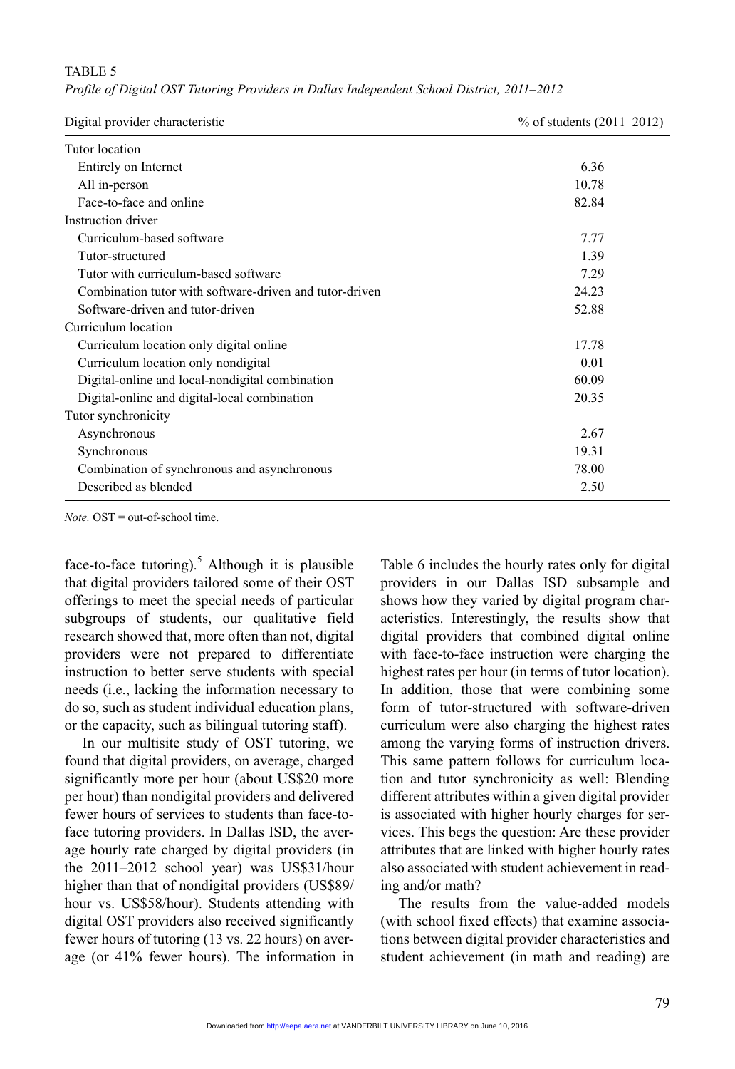TABLE 5

*Profile of Digital OST Tutoring Providers in Dallas Independent School District, 2011–2012*

| Digital provider characteristic | % of students (2011–2012) |
|---|---|
| Tutor location | |
| Entirely on Internet | 6.36 |
| All in-person | 10.78 |
| Face-to-face and online | 82.84 |
| Instruction driver | |
| Curriculum-based software | 7.77 |
| Tutor-structured | 1.39 |
| Tutor with curriculum-based software | 7.29 |
| Combination tutor with software-driven and tutor-driven | 24.23 |
| Software-driven and tutor-driven | 52.88 |
| Curriculum location | |
| Curriculum location only digital online | 17.78 |
| Curriculum location only nondigital | 0.01 |
| Digital-online and local-nondigital combination | 60.09 |
| Digital-online and digital-local combination | 20.35 |
| Tutor synchronicity | |
| Asynchronous | 2.67 |
| Synchronous | 19.31 |
| Combination of synchronous and asynchronous | 78.00 |
| Described as blended | 2.50 |

*Note.* OST = out-of-school time.

face-to-face tutoring).[5] Although it is plausible that digital providers tailored some of their OST offerings to meet the special needs of particular subgroups of students, our qualitative field research showed that, more often than not, digital providers were not prepared to differentiate instruction to better serve students with special needs (i.e., lacking the information necessary to do so, such as student individual education plans, or the capacity, such as bilingual tutoring staff).

In our multisite study of OST tutoring, we found that digital providers, on average, charged significantly more per hour (about US$20 more per hour) than nondigital providers and delivered fewer hours of services to students than face-to-face tutoring providers. In Dallas ISD, the average hourly rate charged by digital providers (in the 2011–2012 school year) was US$31/hour higher than that of nondigital providers (US$89/hour vs. US$58/hour). Students attending with digital OST providers also received significantly fewer hours of tutoring (13 vs. 22 hours) on average (or 41% fewer hours). The information in Table 6 includes the hourly rates only for digital providers in our Dallas ISD subsample and shows how they varied by digital program characteristics. Interestingly, the results show that digital providers that combined digital online with face-to-face instruction were charging the highest rates per hour (in terms of tutor location). In addition, those that were combining some form of tutor-structured with software-driven curriculum were also charging the highest rates among the varying forms of instruction drivers. This same pattern follows for curriculum location and tutor synchronicity as well: Blending different attributes within a given digital provider is associated with higher hourly charges for services. This begs the question: Are these provider attributes that are linked with higher hourly rates also associated with student achievement in reading and/or math?

The results from the value-added models (with school fixed effects) that examine associations between digital provider characteristics and student achievement (in math and reading) are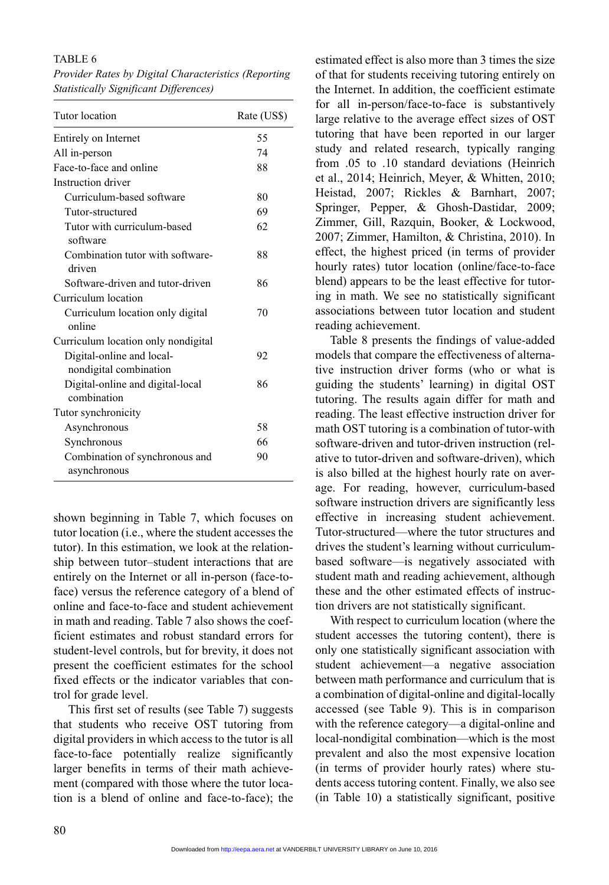TABLE 6

*Provider Rates by Digital Characteristics (Reporting Statistically Significant Differences)*

| Tutor location | Rate (US$) |
|---|---|
| Entirely on Internet | 55 |
| All in-person | 74 |
| Face-to-face and online | 88 |
| Instruction driver | |
| Curriculum-based software | 80 |
| Tutor-structured | 69 |
| Tutor with curriculum-based software | 62 |
| Combination tutor with software-driven | 88 |
| Software-driven and tutor-driven | 86 |
| Curriculum location | |
| Curriculum location only digital online | 70 |
| Curriculum location only nondigital | |
| Digital-online and local-nondigital combination | 92 |
| Digital-online and digital-local combination | 86 |
| Tutor synchronicity | |
| Asynchronous | 58 |
| Synchronous | 66 |
| Combination of synchronous and asynchronous | 90 |

shown beginning in Table 7, which focuses on tutor location (i.e., where the student accesses the tutor). In this estimation, we look at the relationship between tutor–student interactions that are entirely on the Internet or all in-person (face-to-face) versus the reference category of a blend of online and face-to-face and student achievement in math and reading. Table 7 also shows the coefficient estimates and robust standard errors for student-level controls, but for brevity, it does not present the coefficient estimates for the school fixed effects or the indicator variables that control for grade level.

This first set of results (see Table 7) suggests that students who receive OST tutoring from digital providers in which access to the tutor is all face-to-face potentially realize significantly larger benefits in terms of their math achievement (compared with those where the tutor location is a blend of online and face-to-face); the estimated effect is also more than 3 times the size of that for students receiving tutoring entirely on the Internet. In addition, the coefficient estimate for all in-person/face-to-face is substantively large relative to the average effect sizes of OST tutoring that have been reported in our larger study and related research, typically ranging from .05 to .10 standard deviations (Heinrich et al., 2014; Heinrich, Meyer, & Whitten, 2010; Heistad, 2007; Rickles & Barnhart, 2007; Springer, Pepper, & Ghosh-Dastidar, 2009; Zimmer, Gill, Razquin, Booker, & Lockwood, 2007; Zimmer, Hamilton, & Christina, 2010). In effect, the highest priced (in terms of provider hourly rates) tutor location (online/face-to-face blend) appears to be the least effective for tutoring in math. We see no statistically significant associations between tutor location and student reading achievement.

Table 8 presents the findings of value-added models that compare the effectiveness of alternative instruction driver forms (who or what is guiding the students' learning) in digital OST tutoring. The results again differ for math and reading. The least effective instruction driver for math OST tutoring is a combination of tutor-with software-driven and tutor-driven instruction (relative to tutor-driven and software-driven), which is also billed at the highest hourly rate on average. For reading, however, curriculum-based software instruction drivers are significantly less effective in increasing student achievement. Tutor-structured—where the tutor structures and drives the student's learning without curriculum-based software—is negatively associated with student math and reading achievement, although these and the other estimated effects of instruction drivers are not statistically significant.

With respect to curriculum location (where the student accesses the tutoring content), there is only one statistically significant association with student achievement—a negative association between math performance and curriculum that is a combination of digital-online and digital-locally accessed (see Table 9). This is in comparison with the reference category—a digital-online and local-nondigital combination—which is the most prevalent and also the most expensive location (in terms of provider hourly rates) where students access tutoring content. Finally, we also see (in Table 10) a statistically significant, positive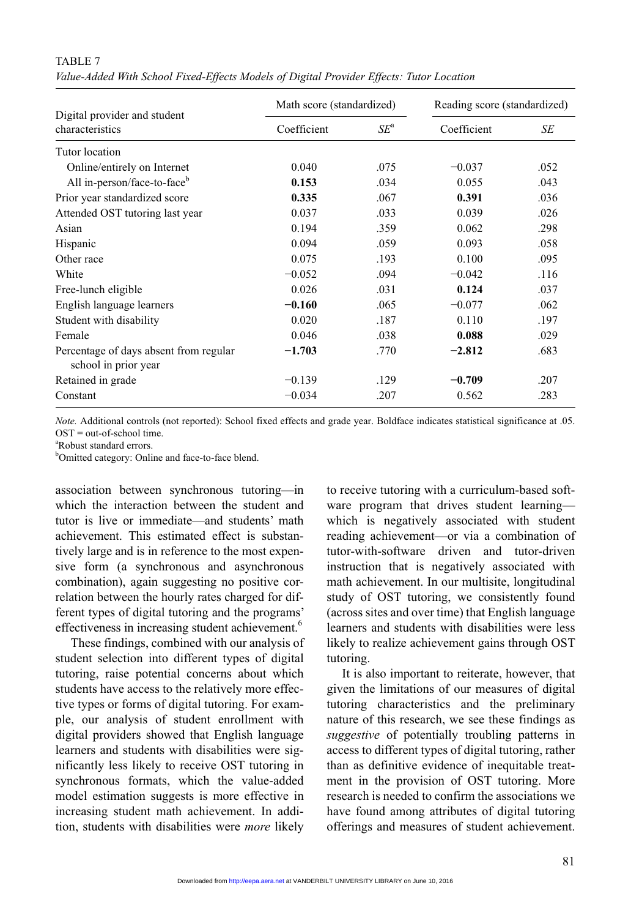TABLE 7

*Value-Added With School Fixed-Effects Models of Digital Provider Effects: Tutor Location*

| Digital provider and student characteristics | Math score (standardized) | | Reading score (standardized) | |
|---|---|---|---|---|
| | Coefficient | *SE*[a] | Coefficient | *SE* |
| Tutor location | | | | |
| Online/entirely on Internet | 0.040 | .075 | −0.037 | .052 |
| All in-person/face-to-face[b] | **0.153** | .034 | 0.055 | .043 |
| Prior year standardized score | **0.335** | .067 | **0.391** | .036 |
| Attended OST tutoring last year | 0.037 | .033 | 0.039 | .026 |
| Asian | 0.194 | .359 | 0.062 | .298 |
| Hispanic | 0.094 | .059 | 0.093 | .058 |
| Other race | 0.075 | .193 | 0.100 | .095 |
| White | −0.052 | .094 | −0.042 | .116 |
| Free-lunch eligible | 0.026 | .031 | **0.124** | .037 |
| English language learners | **−0.160** | .065 | −0.077 | .062 |
| Student with disability | 0.020 | .187 | 0.110 | .197 |
| Female | 0.046 | .038 | **0.088** | .029 |
| Percentage of days absent from regular school in prior year | **−1.703** | .770 | **−2.812** | .683 |
| Retained in grade | −0.139 | .129 | **−0.709** | .207 |
| Constant | −0.034 | .207 | 0.562 | .283 |

*Note.* Additional controls (not reported): School fixed effects and grade year. Boldface indicates statistical significance at .05. OST = out-of-school time.

[a]Robust standard errors.

[b]Omitted category: Online and face-to-face blend.

association between synchronous tutoring—in which the interaction between the student and tutor is live or immediate—and students' math achievement. This estimated effect is substantively large and is in reference to the most expensive form (a synchronous and asynchronous combination), again suggesting no positive correlation between the hourly rates charged for different types of digital tutoring and the programs' effectiveness in increasing student achievement.[6]

These findings, combined with our analysis of student selection into different types of digital tutoring, raise potential concerns about which students have access to the relatively more effective types or forms of digital tutoring. For example, our analysis of student enrollment with digital providers showed that English language learners and students with disabilities were significantly less likely to receive OST tutoring in synchronous formats, which the value-added model estimation suggests is more effective in increasing student math achievement. In addition, students with disabilities were *more* likely to receive tutoring with a curriculum-based software program that drives student learning—which is negatively associated with student reading achievement—or via a combination of tutor-with-software driven and tutor-driven instruction that is negatively associated with math achievement. In our multisite, longitudinal study of OST tutoring, we consistently found (across sites and over time) that English language learners and students with disabilities were less likely to realize achievement gains through OST tutoring.

It is also important to reiterate, however, that given the limitations of our measures of digital tutoring characteristics and the preliminary nature of this research, we see these findings as *suggestive* of potentially troubling patterns in access to different types of digital tutoring, rather than as definitive evidence of inequitable treatment in the provision of OST tutoring. More research is needed to confirm the associations we have found among attributes of digital tutoring offerings and measures of student achievement.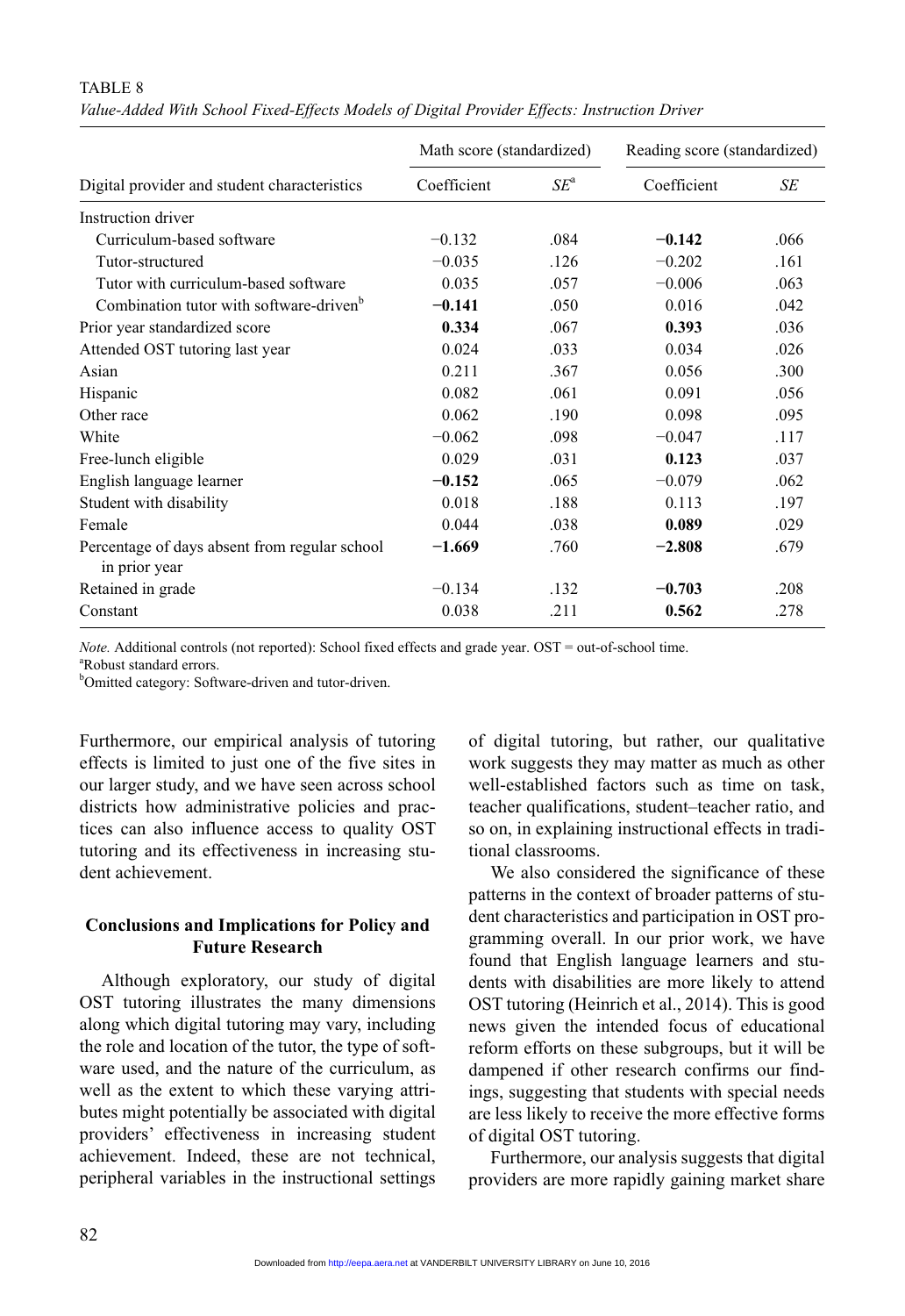TABLE 8

*Value-Added With School Fixed-Effects Models of Digital Provider Effects: Instruction Driver*

| Digital provider and student characteristics | Math score (standardized) | | Reading score (standardized) | |
|---|---|---|---|---|
| | Coefficient | *SE*[a] | Coefficient | *SE* |
| Instruction driver | | | | |
| Curriculum-based software | −0.132 | .084 | **−0.142** | .066 |
| Tutor-structured | −0.035 | .126 | −0.202 | .161 |
| Tutor with curriculum-based software | 0.035 | .057 | −0.006 | .063 |
| Combination tutor with software-driven[b] | **−0.141** | .050 | 0.016 | .042 |
| Prior year standardized score | **0.334** | .067 | **0.393** | .036 |
| Attended OST tutoring last year | 0.024 | .033 | 0.034 | .026 |
| Asian | 0.211 | .367 | 0.056 | .300 |
| Hispanic | 0.082 | .061 | 0.091 | .056 |
| Other race | 0.062 | .190 | 0.098 | .095 |
| White | −0.062 | .098 | −0.047 | .117 |
| Free-lunch eligible | 0.029 | .031 | **0.123** | .037 |
| English language learner | **−0.152** | .065 | −0.079 | .062 |
| Student with disability | 0.018 | .188 | 0.113 | .197 |
| Female | 0.044 | .038 | **0.089** | .029 |
| Percentage of days absent from regular school in prior year | **−1.669** | .760 | **−2.808** | .679 |
| Retained in grade | −0.134 | .132 | **−0.703** | .208 |
| Constant | 0.038 | .211 | **0.562** | .278 |

*Note.* Additional controls (not reported): School fixed effects and grade year. OST = out-of-school time.
[a]Robust standard errors.
[b]Omitted category: Software-driven and tutor-driven.

Furthermore, our empirical analysis of tutoring effects is limited to just one of the five sites in our larger study, and we have seen across school districts how administrative policies and practices can also influence access to quality OST tutoring and its effectiveness in increasing student achievement.

## Conclusions and Implications for Policy and Future Research

Although exploratory, our study of digital OST tutoring illustrates the many dimensions along which digital tutoring may vary, including the role and location of the tutor, the type of software used, and the nature of the curriculum, as well as the extent to which these varying attributes might potentially be associated with digital providers' effectiveness in increasing student achievement. Indeed, these are not technical, peripheral variables in the instructional settings of digital tutoring, but rather, our qualitative work suggests they may matter as much as other well-established factors such as time on task, teacher qualifications, student–teacher ratio, and so on, in explaining instructional effects in traditional classrooms.

We also considered the significance of these patterns in the context of broader patterns of student characteristics and participation in OST programming overall. In our prior work, we have found that English language learners and students with disabilities are more likely to attend OST tutoring (Heinrich et al., 2014). This is good news given the intended focus of educational reform efforts on these subgroups, but it will be dampened if other research confirms our findings, suggesting that students with special needs are less likely to receive the more effective forms of digital OST tutoring.

Furthermore, our analysis suggests that digital providers are more rapidly gaining market share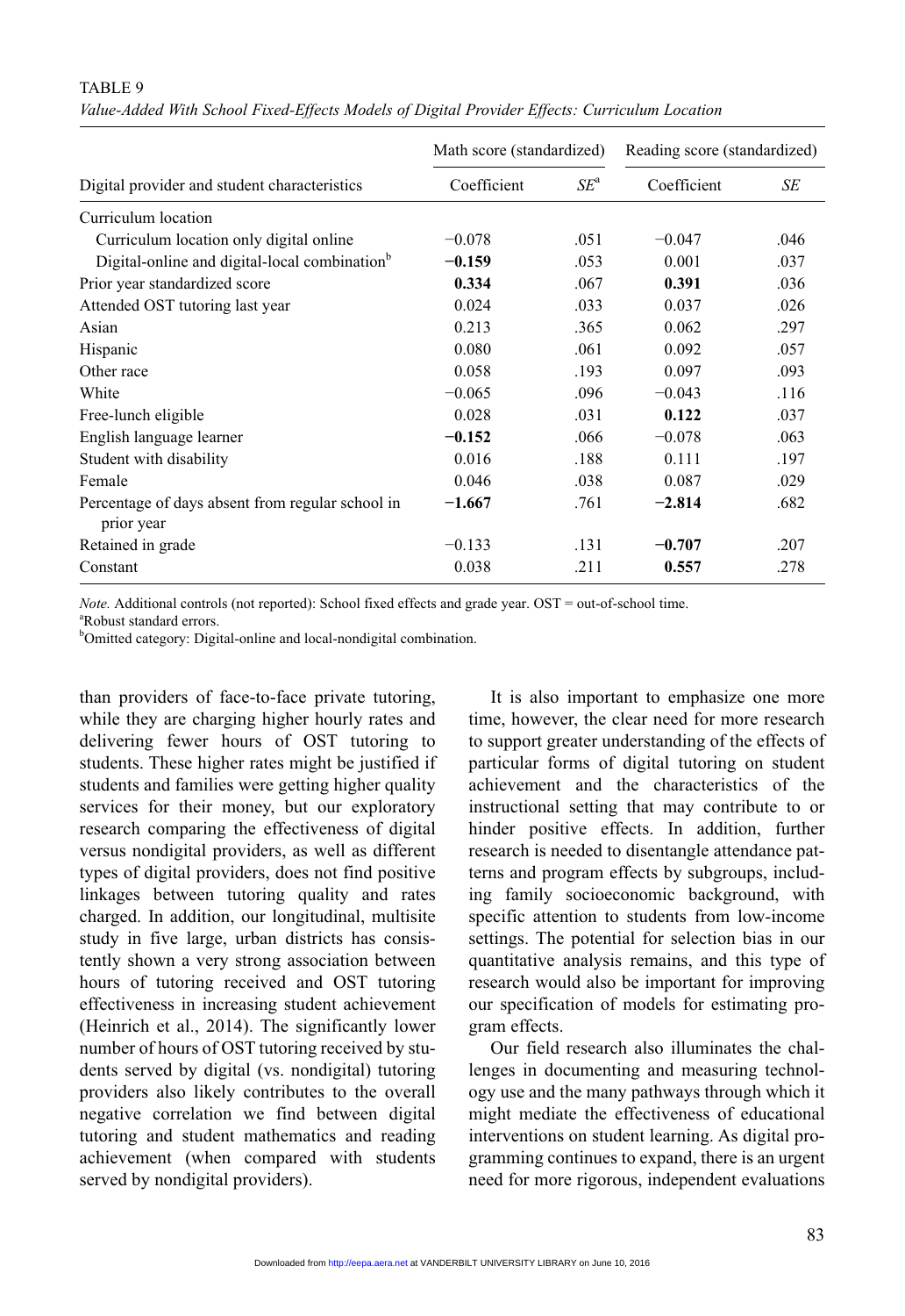TABLE 9

*Value-Added With School Fixed-Effects Models of Digital Provider Effects: Curriculum Location*

| Digital provider and student characteristics | Math score (standardized) | | Reading score (standardized) | |
|---|---|---|---|---|
| | Coefficient | *SE*[a] | Coefficient | *SE* |
| Curriculum location | | | | |
| Curriculum location only digital online | −0.078 | .051 | −0.047 | .046 |
| Digital-online and digital-local combination[b] | **−0.159** | .053 | 0.001 | .037 |
| Prior year standardized score | **0.334** | .067 | **0.391** | .036 |
| Attended OST tutoring last year | 0.024 | .033 | 0.037 | .026 |
| Asian | 0.213 | .365 | 0.062 | .297 |
| Hispanic | 0.080 | .061 | 0.092 | .057 |
| Other race | 0.058 | .193 | 0.097 | .093 |
| White | −0.065 | .096 | −0.043 | .116 |
| Free-lunch eligible | 0.028 | .031 | **0.122** | .037 |
| English language learner | **−0.152** | .066 | −0.078 | .063 |
| Student with disability | 0.016 | .188 | 0.111 | .197 |
| Female | 0.046 | .038 | 0.087 | .029 |
| Percentage of days absent from regular school in prior year | **−1.667** | .761 | **−2.814** | .682 |
| Retained in grade | −0.133 | .131 | **−0.707** | .207 |
| Constant | 0.038 | .211 | **0.557** | .278 |

*Note.* Additional controls (not reported): School fixed effects and grade year. OST = out-of-school time.
[a]Robust standard errors.
[b]Omitted category: Digital-online and local-nondigital combination.

than providers of face-to-face private tutoring, while they are charging higher hourly rates and delivering fewer hours of OST tutoring to students. These higher rates might be justified if students and families were getting higher quality services for their money, but our exploratory research comparing the effectiveness of digital versus nondigital providers, as well as different types of digital providers, does not find positive linkages between tutoring quality and rates charged. In addition, our longitudinal, multisite study in five large, urban districts has consistently shown a very strong association between hours of tutoring received and OST tutoring effectiveness in increasing student achievement (Heinrich et al., 2014). The significantly lower number of hours of OST tutoring received by students served by digital (vs. nondigital) tutoring providers also likely contributes to the overall negative correlation we find between digital tutoring and student mathematics and reading achievement (when compared with students served by nondigital providers).

It is also important to emphasize one more time, however, the clear need for more research to support greater understanding of the effects of particular forms of digital tutoring on student achievement and the characteristics of the instructional setting that may contribute to or hinder positive effects. In addition, further research is needed to disentangle attendance patterns and program effects by subgroups, including family socioeconomic background, with specific attention to students from low-income settings. The potential for selection bias in our quantitative analysis remains, and this type of research would also be important for improving our specification of models for estimating program effects.

Our field research also illuminates the challenges in documenting and measuring technology use and the many pathways through which it might mediate the effectiveness of educational interventions on student learning. As digital programming continues to expand, there is an urgent need for more rigorous, independent evaluations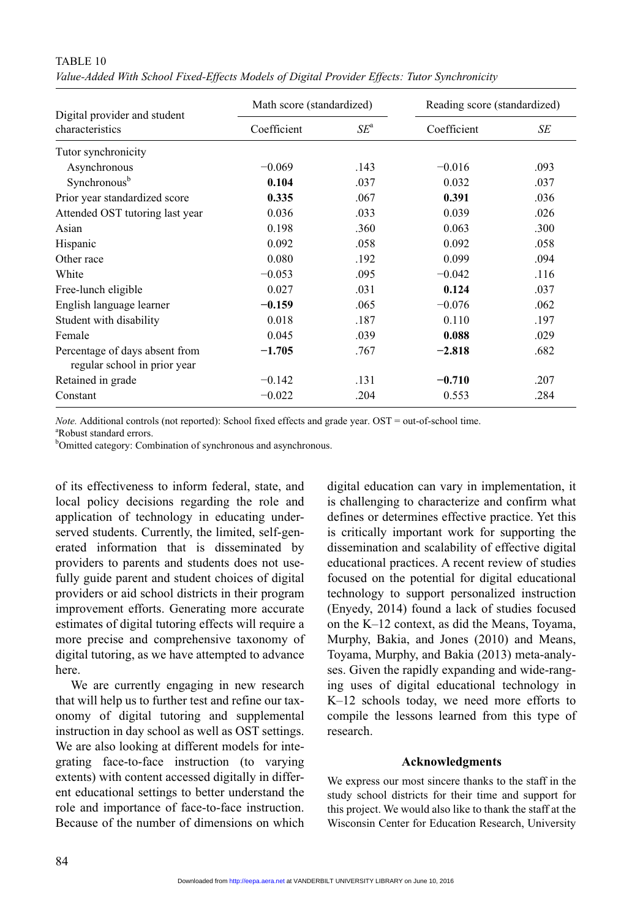TABLE 10

*Value-Added With School Fixed-Effects Models of Digital Provider Effects: Tutor Synchronicity*

| Digital provider and student characteristics | Math score (standardized) | | Reading score (standardized) | |
|---|---|---|---|---|
| | Coefficient | *SE*[a] | Coefficient | *SE* |
| Tutor synchronicity | | | | |
| Asynchronous | −0.069 | .143 | −0.016 | .093 |
| Synchronous[b] | **0.104** | .037 | 0.032 | .037 |
| Prior year standardized score | **0.335** | .067 | **0.391** | .036 |
| Attended OST tutoring last year | 0.036 | .033 | 0.039 | .026 |
| Asian | 0.198 | .360 | 0.063 | .300 |
| Hispanic | 0.092 | .058 | 0.092 | .058 |
| Other race | 0.080 | .192 | 0.099 | .094 |
| White | −0.053 | .095 | −0.042 | .116 |
| Free-lunch eligible | 0.027 | .031 | **0.124** | .037 |
| English language learner | **−0.159** | .065 | −0.076 | .062 |
| Student with disability | 0.018 | .187 | 0.110 | .197 |
| Female | 0.045 | .039 | **0.088** | .029 |
| Percentage of days absent from regular school in prior year | **−1.705** | .767 | **−2.818** | .682 |
| Retained in grade | −0.142 | .131 | **−0.710** | .207 |
| Constant | −0.022 | .204 | 0.553 | .284 |

*Note.* Additional controls (not reported): School fixed effects and grade year. OST = out-of-school time.

[a]Robust standard errors.

[b]Omitted category: Combination of synchronous and asynchronous.

of its effectiveness to inform federal, state, and local policy decisions regarding the role and application of technology in educating underserved students. Currently, the limited, self-generated information that is disseminated by providers to parents and students does not usefully guide parent and student choices of digital providers or aid school districts in their program improvement efforts. Generating more accurate estimates of digital tutoring effects will require a more precise and comprehensive taxonomy of digital tutoring, as we have attempted to advance here.

We are currently engaging in new research that will help us to further test and refine our taxonomy of digital tutoring and supplemental instruction in day school as well as OST settings. We are also looking at different models for integrating face-to-face instruction (to varying extents) with content accessed digitally in different educational settings to better understand the role and importance of face-to-face instruction. Because of the number of dimensions on which digital education can vary in implementation, it is challenging to characterize and confirm what defines or determines effective practice. Yet this is critically important work for supporting the dissemination and scalability of effective digital educational practices. A recent review of studies focused on the potential for digital educational technology to support personalized instruction (Enyedy, 2014) found a lack of studies focused on the K–12 context, as did the Means, Toyama, Murphy, Bakia, and Jones (2010) and Means, Toyama, Murphy, and Bakia (2013) meta-analyses. Given the rapidly expanding and wide-ranging uses of digital educational technology in K–12 schools today, we need more efforts to compile the lessons learned from this type of research.

## Acknowledgments

We express our most sincere thanks to the staff in the study school districts for their time and support for this project. We would also like to thank the staff at the Wisconsin Center for Education Research, University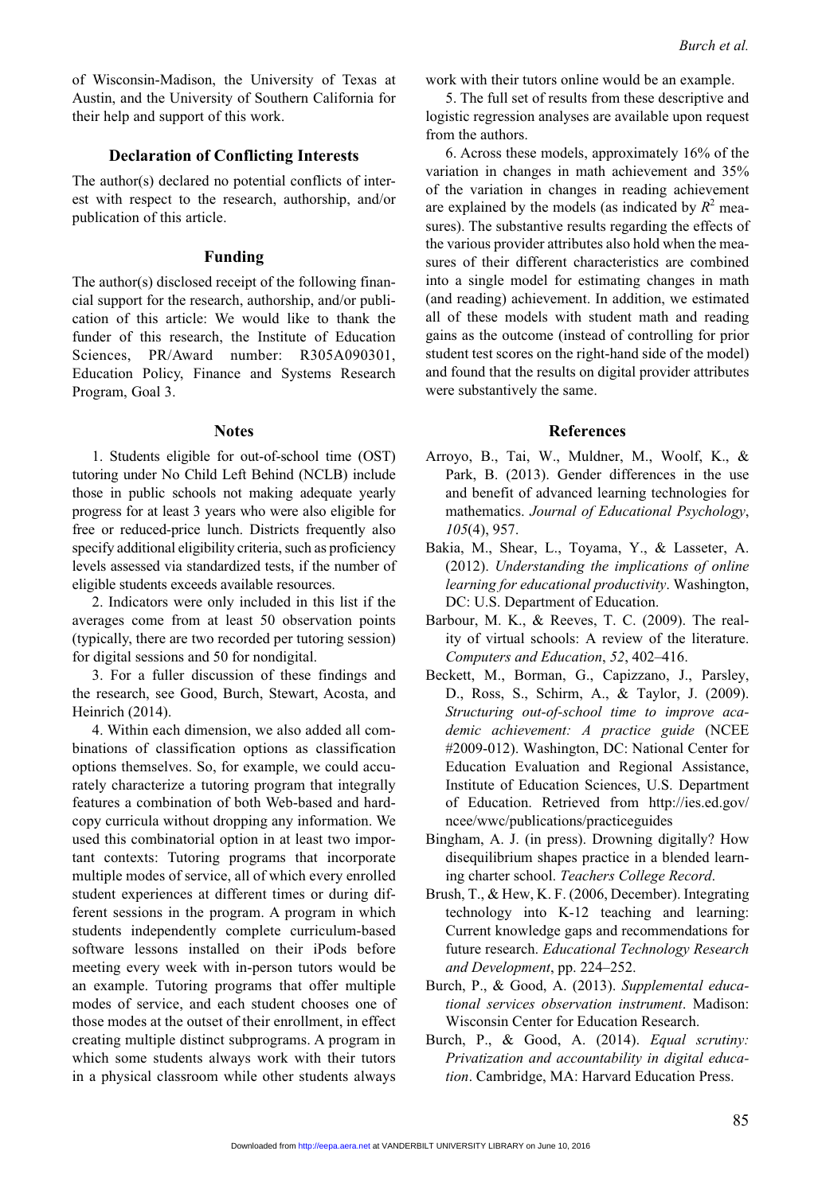of Wisconsin-Madison, the University of Texas at Austin, and the University of Southern California for their help and support of this work.

## Declaration of Conflicting Interests

The author(s) declared no potential conflicts of interest with respect to the research, authorship, and/or publication of this article.

## Funding

The author(s) disclosed receipt of the following financial support for the research, authorship, and/or publication of this article: We would like to thank the funder of this research, the Institute of Education Sciences, PR/Award number: R305A090301, Education Policy, Finance and Systems Research Program, Goal 3.

## Notes

1. Students eligible for out-of-school time (OST) tutoring under No Child Left Behind (NCLB) include those in public schools not making adequate yearly progress for at least 3 years who were also eligible for free or reduced-price lunch. Districts frequently also specify additional eligibility criteria, such as proficiency levels assessed via standardized tests, if the number of eligible students exceeds available resources.

2. Indicators were only included in this list if the averages come from at least 50 observation points (typically, there are two recorded per tutoring session) for digital sessions and 50 for nondigital.

3. For a fuller discussion of these findings and the research, see Good, Burch, Stewart, Acosta, and Heinrich (2014).

4. Within each dimension, we also added all combinations of classification options as classification options themselves. So, for example, we could accurately characterize a tutoring program that integrally features a combination of both Web-based and hardcopy curricula without dropping any information. We used this combinatorial option in at least two important contexts: Tutoring programs that incorporate multiple modes of service, all of which every enrolled student experiences at different times or during different sessions in the program. A program in which students independently complete curriculum-based software lessons installed on their iPods before meeting every week with in-person tutors would be an example. Tutoring programs that offer multiple modes of service, and each student chooses one of those modes at the outset of their enrollment, in effect creating multiple distinct subprograms. A program in which some students always work with their tutors in a physical classroom while other students always work with their tutors online would be an example.

5. The full set of results from these descriptive and logistic regression analyses are available upon request from the authors.

6. Across these models, approximately 16% of the variation in changes in math achievement and 35% of the variation in changes in reading achievement are explained by the models (as indicated by $R^2$ measures). The substantive results regarding the effects of the various provider attributes also hold when the measures of their different characteristics are combined into a single model for estimating changes in math (and reading) achievement. In addition, we estimated all of these models with student math and reading gains as the outcome (instead of controlling for prior student test scores on the right-hand side of the model) and found that the results on digital provider attributes were substantively the same.

## References

Arroyo, B., Tai, W., Muldner, M., Woolf, K., & Park, B. (2013). Gender differences in the use and benefit of advanced learning technologies for mathematics. *Journal of Educational Psychology*, *105*(4), 957.

Bakia, M., Shear, L., Toyama, Y., & Lasseter, A. (2012). *Understanding the implications of online learning for educational productivity*. Washington, DC: U.S. Department of Education.

Barbour, M. K., & Reeves, T. C. (2009). The reality of virtual schools: A review of the literature. *Computers and Education*, *52*, 402–416.

Beckett, M., Borman, G., Capizzano, J., Parsley, D., Ross, S., Schirm, A., & Taylor, J. (2009). *Structuring out-of-school time to improve academic achievement: A practice guide* (NCEE #2009-012). Washington, DC: National Center for Education Evaluation and Regional Assistance, Institute of Education Sciences, U.S. Department of Education. Retrieved from http://ies.ed.gov/ncee/wwc/publications/practiceguides

Bingham, A. J. (in press). Drowning digitally? How disequilibrium shapes practice in a blended learning charter school. *Teachers College Record*.

Brush, T., & Hew, K. F. (2006, December). Integrating technology into K-12 teaching and learning: Current knowledge gaps and recommendations for future research. *Educational Technology Research and Development*, pp. 224–252.

Burch, P., & Good, A. (2013). *Supplemental educational services observation instrument*. Madison: Wisconsin Center for Education Research.

Burch, P., & Good, A. (2014). *Equal scrutiny: Privatization and accountability in digital education*. Cambridge, MA: Harvard Education Press.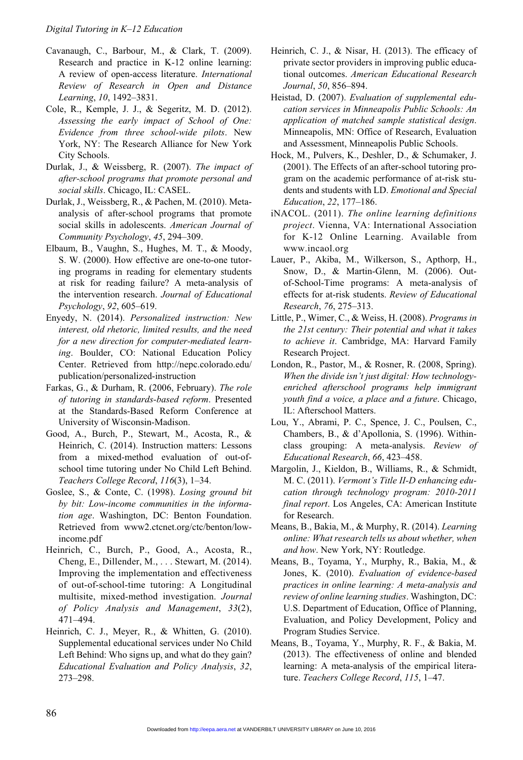Cavanaugh, C., Barbour, M., & Clark, T. (2009). Research and practice in K-12 online learning: A review of open-access literature. *International Review of Research in Open and Distance Learning*, *10*, 1492–3831.

Cole, R., Kemple, J. J., & Segeritz, M. D. (2012). *Assessing the early impact of School of One: Evidence from three school-wide pilots*. New York, NY: The Research Alliance for New York City Schools.

Durlak, J., & Weissberg, R. (2007). *The impact of after-school programs that promote personal and social skills*. Chicago, IL: CASEL.

Durlak, J., Weissberg, R., & Pachen, M. (2010). Meta-analysis of after-school programs that promote social skills in adolescents. *American Journal of Community Psychology*, *45*, 294–309.

Elbaum, B., Vaughn, S., Hughes, M. T., & Moody, S. W. (2000). How effective are one-to-one tutoring programs in reading for elementary students at risk for reading failure? A meta-analysis of the intervention research. *Journal of Educational Psychology*, *92*, 605–619.

Enyedy, N. (2014). *Personalized instruction: New interest, old rhetoric, limited results, and the need for a new direction for computer-mediated learning*. Boulder, CO: National Education Policy Center. Retrieved from http://nepc.colorado.edu/publication/personalized-instruction

Farkas, G., & Durham, R. (2006, February). *The role of tutoring in standards-based reform*. Presented at the Standards-Based Reform Conference at University of Wisconsin-Madison.

Good, A., Burch, P., Stewart, M., Acosta, R., & Heinrich, C. (2014). Instruction matters: Lessons from a mixed-method evaluation of out-of-school time tutoring under No Child Left Behind. *Teachers College Record*, *116*(3), 1–34.

Goslee, S., & Conte, C. (1998). *Losing ground bit by bit: Low-income communities in the information age*. Washington, DC: Benton Foundation. Retrieved from www2.ctcnet.org/ctc/benton/low-income.pdf

Heinrich, C., Burch, P., Good, A., Acosta, R., Cheng, E., Dillender, M., . . . Stewart, M. (2014). Improving the implementation and effectiveness of out-of-school-time tutoring: A Longitudinal multisite, mixed-method investigation. *Journal of Policy Analysis and Management*, *33*(2), 471–494.

Heinrich, C. J., Meyer, R., & Whitten, G. (2010). Supplemental educational services under No Child Left Behind: Who signs up, and what do they gain? *Educational Evaluation and Policy Analysis*, *32*, 273–298.

Heinrich, C. J., & Nisar, H. (2013). The efficacy of private sector providers in improving public educational outcomes. *American Educational Research Journal*, *50*, 856–894.

Heistad, D. (2007). *Evaluation of supplemental education services in Minneapolis Public Schools: An application of matched sample statistical design*. Minneapolis, MN: Office of Research, Evaluation and Assessment, Minneapolis Public Schools.

Hock, M., Pulvers, K., Deshler, D., & Schumaker, J. (2001). The Effects of an after-school tutoring program on the academic performance of at-risk students and students with LD. *Emotional and Special Education*, *22*, 177–186.

iNACOL. (2011). *The online learning definitions project*. Vienna, VA: International Association for K-12 Online Learning. Available from www.incaol.org

Lauer, P., Akiba, M., Wilkerson, S., Apthorp, H., Snow, D., & Martin-Glenn, M. (2006). Out-of-School-Time programs: A meta-analysis of effects for at-risk students. *Review of Educational Research*, *76*, 275–313.

Little, P., Wimer, C., & Weiss, H. (2008). *Programs in the 21st century: Their potential and what it takes to achieve it*. Cambridge, MA: Harvard Family Research Project.

London, R., Pastor, M., & Rosner, R. (2008, Spring). *When the divide isn't just digital: How technology-enriched afterschool programs help immigrant youth find a voice, a place and a future*. Chicago, IL: Afterschool Matters.

Lou, Y., Abrami, P. C., Spence, J. C., Poulsen, C., Chambers, B., & d'Apollonia, S. (1996). Within-class grouping: A meta-analysis. *Review of Educational Research*, *66*, 423–458.

Margolin, J., Kieldon, B., Williams, R., & Schmidt, M. C. (2011). *Vermont's Title II-D enhancing education through technology program: 2010-2011 final report*. Los Angeles, CA: American Institute for Research.

Means, B., Bakia, M., & Murphy, R. (2014). *Learning online: What research tells us about whether, when and how*. New York, NY: Routledge.

Means, B., Toyama, Y., Murphy, R., Bakia, M., & Jones, K. (2010). *Evaluation of evidence-based practices in online learning: A meta-analysis and review of online learning studies*. Washington, DC: U.S. Department of Education, Office of Planning, Evaluation, and Policy Development, Policy and Program Studies Service.

Means, B., Toyama, Y., Murphy, R. F., & Bakia, M. (2013). The effectiveness of online and blended learning: A meta-analysis of the empirical literature. *Teachers College Record*, *115*, 1–47.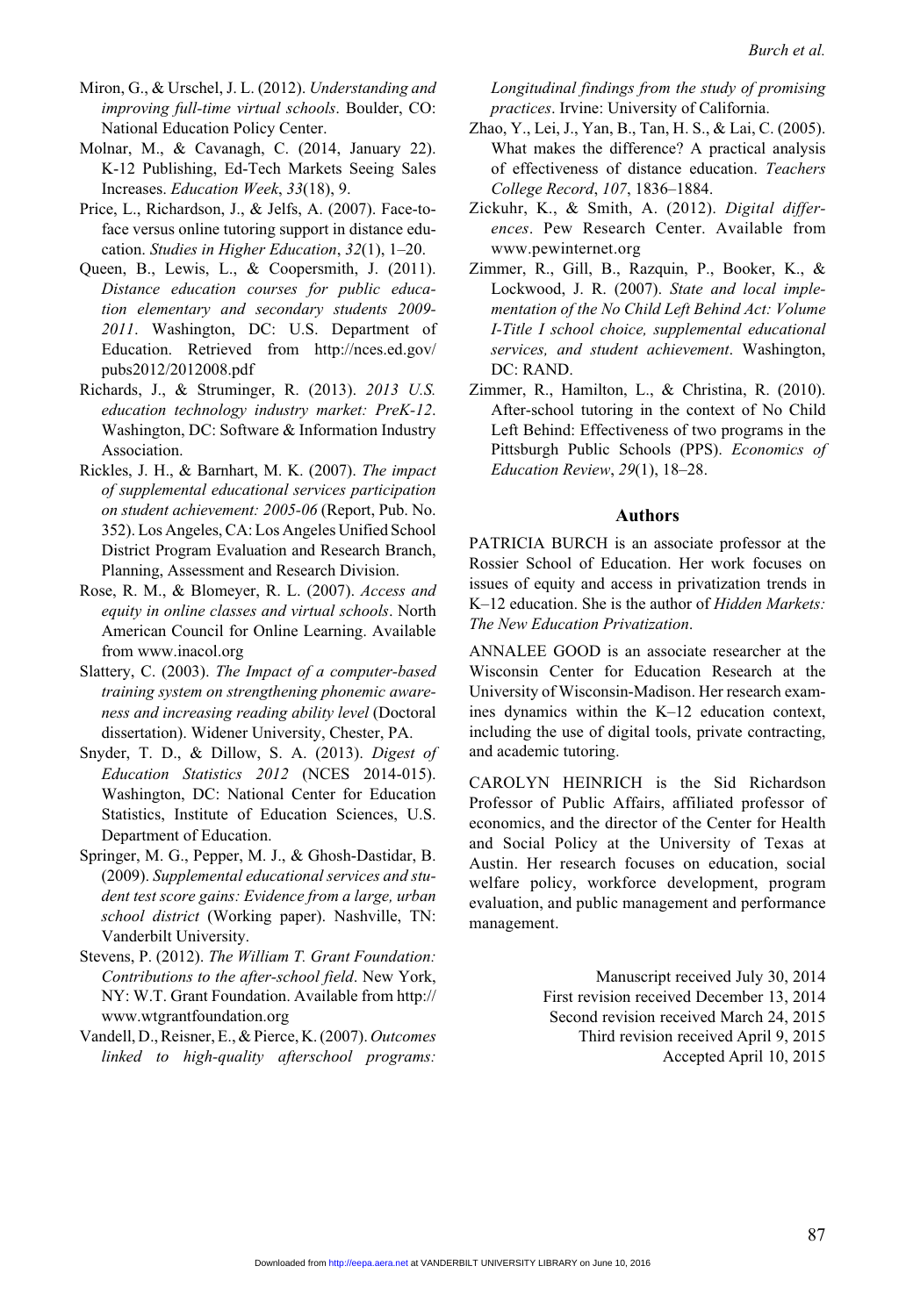Miron, G., & Urschel, J. L. (2012). *Understanding and improving full-time virtual schools*. Boulder, CO: National Education Policy Center.

Molnar, M., & Cavanagh, C. (2014, January 22). K-12 Publishing, Ed-Tech Markets Seeing Sales Increases. *Education Week*, *33*(18), 9.

Price, L., Richardson, J., & Jelfs, A. (2007). Face-to-face versus online tutoring support in distance education. *Studies in Higher Education*, *32*(1), 1–20.

Queen, B., Lewis, L., & Coopersmith, J. (2011). *Distance education courses for public education elementary and secondary students 2009-2011*. Washington, DC: U.S. Department of Education. Retrieved from http://nces.ed.gov/pubs2012/2012008.pdf

Richards, J., & Struminger, R. (2013). *2013 U.S. education technology industry market: PreK-12*. Washington, DC: Software & Information Industry Association.

Rickles, J. H., & Barnhart, M. K. (2007). *The impact of supplemental educational services participation on student achievement: 2005-06* (Report, Pub. No. 352). Los Angeles, CA: Los Angeles Unified School District Program Evaluation and Research Branch, Planning, Assessment and Research Division.

Rose, R. M., & Blomeyer, R. L. (2007). *Access and equity in online classes and virtual schools*. North American Council for Online Learning. Available from www.inacol.org

Slattery, C. (2003). *The Impact of a computer-based training system on strengthening phonemic awareness and increasing reading ability level* (Doctoral dissertation). Widener University, Chester, PA.

Snyder, T. D., & Dillow, S. A. (2013). *Digest of Education Statistics 2012* (NCES 2014-015). Washington, DC: National Center for Education Statistics, Institute of Education Sciences, U.S. Department of Education.

Springer, M. G., Pepper, M. J., & Ghosh-Dastidar, B. (2009). *Supplemental educational services and student test score gains: Evidence from a large, urban school district* (Working paper). Nashville, TN: Vanderbilt University.

Stevens, P. (2012). *The William T. Grant Foundation: Contributions to the after-school field*. New York, NY: W.T. Grant Foundation. Available from http://www.wtgrantfoundation.org

Vandell, D., Reisner, E., & Pierce, K. (2007). *Outcomes linked to high-quality afterschool programs: Longitudinal findings from the study of promising practices*. Irvine: University of California.

Zhao, Y., Lei, J., Yan, B., Tan, H. S., & Lai, C. (2005). What makes the difference? A practical analysis of effectiveness of distance education. *Teachers College Record*, *107*, 1836–1884.

Zickuhr, K., & Smith, A. (2012). *Digital differences*. Pew Research Center. Available from www.pewinternet.org

Zimmer, R., Gill, B., Razquin, P., Booker, K., & Lockwood, J. R. (2007). *State and local implementation of the No Child Left Behind Act: Volume I-Title I school choice, supplemental educational services, and student achievement*. Washington, DC: RAND.

Zimmer, R., Hamilton, L., & Christina, R. (2010). After-school tutoring in the context of No Child Left Behind: Effectiveness of two programs in the Pittsburgh Public Schools (PPS). *Economics of Education Review*, *29*(1), 18–28.

## Authors

PATRICIA BURCH is an associate professor at the Rossier School of Education. Her work focuses on issues of equity and access in privatization trends in K–12 education. She is the author of *Hidden Markets: The New Education Privatization*.

ANNALEE GOOD is an associate researcher at the Wisconsin Center for Education Research at the University of Wisconsin-Madison. Her research examines dynamics within the K–12 education context, including the use of digital tools, private contracting, and academic tutoring.

CAROLYN HEINRICH is the Sid Richardson Professor of Public Affairs, affiliated professor of economics, and the director of the Center for Health and Social Policy at the University of Texas at Austin. Her research focuses on education, social welfare policy, workforce development, program evaluation, and public management and performance management.

Manuscript received July 30, 2014
First revision received December 13, 2014
Second revision received March 24, 2015
Third revision received April 9, 2015
Accepted April 10, 2015